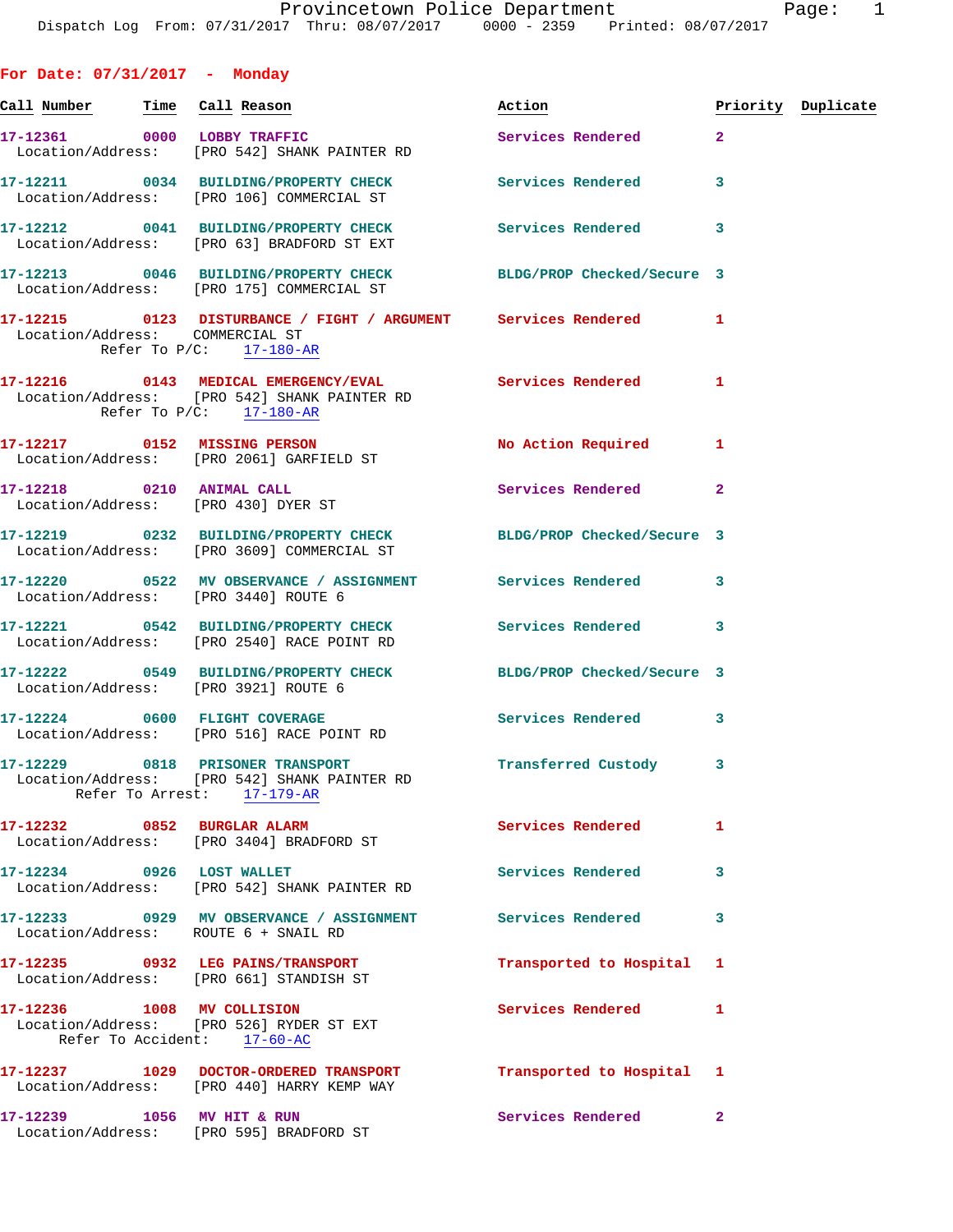Provincetown Police Department
Dispatch Log From: 07/31/2017 Thru: 08/07/2017 0000 - 2359 Printed: 08/07/2017

## For Date: 07/31/2017 - Monday

| Call Number | Time | Call Reason | Action | Priority | Duplicate |
|---|---|---|---|---|---|
| 17-12361 | 0000 | LOBBY TRAFFIC | Services Rendered | 2 | |
| Location/Address: [PRO 542] SHANK PAINTER RD | | | | | |
| 17-12211 | 0034 | BUILDING/PROPERTY CHECK | Services Rendered | 3 | |
| Location/Address: [PRO 106] COMMERCIAL ST | | | | | |
| 17-12212 | 0041 | BUILDING/PROPERTY CHECK | Services Rendered | 3 | |
| Location/Address: [PRO 63] BRADFORD ST EXT | | | | | |
| 17-12213 | 0046 | BUILDING/PROPERTY CHECK | BLDG/PROP Checked/Secure | 3 | |
| Location/Address: [PRO 175] COMMERCIAL ST | | | | | |
| 17-12215 | 0123 | DISTURBANCE / FIGHT / ARGUMENT | Services Rendered | 1 | |
| Location/Address: COMMERCIAL ST; Refer To P/C: 17-180-AR | | | | | |
| 17-12216 | 0143 | MEDICAL EMERGENCY/EVAL | Services Rendered | 1 | |
| Location/Address: [PRO 542] SHANK PAINTER RD; Refer To P/C: 17-180-AR | | | | | |
| 17-12217 | 0152 | MISSING PERSON | No Action Required | 1 | |
| Location/Address: [PRO 2061] GARFIELD ST | | | | | |
| 17-12218 | 0210 | ANIMAL CALL | Services Rendered | 2 | |
| Location/Address: [PRO 430] DYER ST | | | | | |
| 17-12219 | 0232 | BUILDING/PROPERTY CHECK | BLDG/PROP Checked/Secure | 3 | |
| Location/Address: [PRO 3609] COMMERCIAL ST | | | | | |
| 17-12220 | 0522 | MV OBSERVANCE / ASSIGNMENT | Services Rendered | 3 | |
| Location/Address: [PRO 3440] ROUTE 6 | | | | | |
| 17-12221 | 0542 | BUILDING/PROPERTY CHECK | Services Rendered | 3 | |
| Location/Address: [PRO 2540] RACE POINT RD | | | | | |
| 17-12222 | 0549 | BUILDING/PROPERTY CHECK | BLDG/PROP Checked/Secure | 3 | |
| Location/Address: [PRO 3921] ROUTE 6 | | | | | |
| 17-12224 | 0600 | FLIGHT COVERAGE | Services Rendered | 3 | |
| Location/Address: [PRO 516] RACE POINT RD | | | | | |
| 17-12229 | 0818 | PRISONER TRANSPORT | Transferred Custody | 3 | |
| Location/Address: [PRO 542] SHANK PAINTER RD; Refer To Arrest: 17-179-AR | | | | | |
| 17-12232 | 0852 | BURGLAR ALARM | Services Rendered | 1 | |
| Location/Address: [PRO 3404] BRADFORD ST | | | | | |
| 17-12234 | 0926 | LOST WALLET | Services Rendered | 3 | |
| Location/Address: [PRO 542] SHANK PAINTER RD | | | | | |
| 17-12233 | 0929 | MV OBSERVANCE / ASSIGNMENT | Services Rendered | 3 | |
| Location/Address: ROUTE 6 + SNAIL RD | | | | | |
| 17-12235 | 0932 | LEG PAINS/TRANSPORT | Transported to Hospital | 1 | |
| Location/Address: [PRO 661] STANDISH ST | | | | | |
| 17-12236 | 1008 | MV COLLISION | Services Rendered | 1 | |
| Location/Address: [PRO 526] RYDER ST EXT; Refer To Accident: 17-60-AC | | | | | |
| 17-12237 | 1029 | DOCTOR-ORDERED TRANSPORT | Transported to Hospital | 1 | |
| Location/Address: [PRO 440] HARRY KEMP WAY | | | | | |
| 17-12239 | 1056 | MV HIT & RUN | Services Rendered | 2 | |
| Location/Address: [PRO 595] BRADFORD ST | | | | | |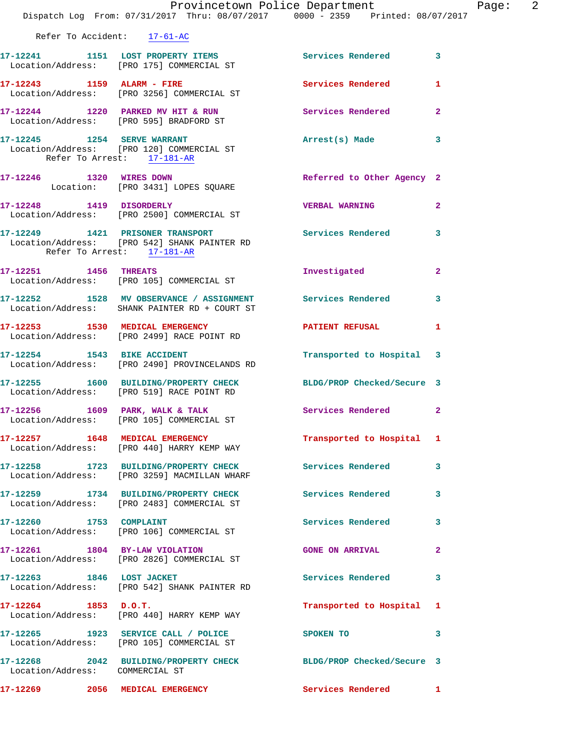Refer To Accident: 17-61-AC

17-12241 1151 LOST PROPERTY ITEMS Services Rendered 3
Location/Address: [PRO 175] COMMERCIAL ST

17-12243 1159 ALARM - FIRE Services Rendered 1
Location/Address: [PRO 3256] COMMERCIAL ST

17-12244 1220 PARKED MV HIT & RUN Services Rendered 2
Location/Address: [PRO 595] BRADFORD ST

17-12245 1254 SERVE WARRANT Arrest(s) Made 3
Location/Address: [PRO 120] COMMERCIAL ST
Refer To Arrest: 17-181-AR

17-12246 1320 WIRES DOWN Referred to Other Agency 2
Location: [PRO 3431] LOPES SQUARE

17-12248 1419 DISORDERLY VERBAL WARNING 2
Location/Address: [PRO 2500] COMMERCIAL ST

17-12249 1421 PRISONER TRANSPORT Services Rendered 3
Location/Address: [PRO 542] SHANK PAINTER RD
Refer To Arrest: 17-181-AR

17-12251 1456 THREATS Investigated 2
Location/Address: [PRO 105] COMMERCIAL ST

17-12252 1528 MV OBSERVANCE / ASSIGNMENT Services Rendered 3
Location/Address: SHANK PAINTER RD + COURT ST

17-12253 1530 MEDICAL EMERGENCY PATIENT REFUSAL 1
Location/Address: [PRO 2499] RACE POINT RD

17-12254 1543 BIKE ACCIDENT Transported to Hospital 3
Location/Address: [PRO 2490] PROVINCELANDS RD

17-12255 1600 BUILDING/PROPERTY CHECK BLDG/PROP Checked/Secure 3
Location/Address: [PRO 519] RACE POINT RD

17-12256 1609 PARK, WALK & TALK Services Rendered 2
Location/Address: [PRO 105] COMMERCIAL ST

17-12257 1648 MEDICAL EMERGENCY Transported to Hospital 1
Location/Address: [PRO 440] HARRY KEMP WAY

17-12258 1723 BUILDING/PROPERTY CHECK Services Rendered 3
Location/Address: [PRO 3259] MACMILLAN WHARF

17-12259 1734 BUILDING/PROPERTY CHECK Services Rendered 3
Location/Address: [PRO 2483] COMMERCIAL ST

17-12260 1753 COMPLAINT Services Rendered 3
Location/Address: [PRO 106] COMMERCIAL ST

17-12261 1804 BY-LAW VIOLATION GONE ON ARRIVAL 2
Location/Address: [PRO 2826] COMMERCIAL ST

17-12263 1846 LOST JACKET Services Rendered 3
Location/Address: [PRO 542] SHANK PAINTER RD

17-12264 1853 D.O.T. Transported to Hospital 1
Location/Address: [PRO 440] HARRY KEMP WAY

17-12265 1923 SERVICE CALL / POLICE SPOKEN TO 3
Location/Address: [PRO 105] COMMERCIAL ST

17-12268 2042 BUILDING/PROPERTY CHECK BLDG/PROP Checked/Secure 3
Location/Address: COMMERCIAL ST

17-12269 2056 MEDICAL EMERGENCY Services Rendered 1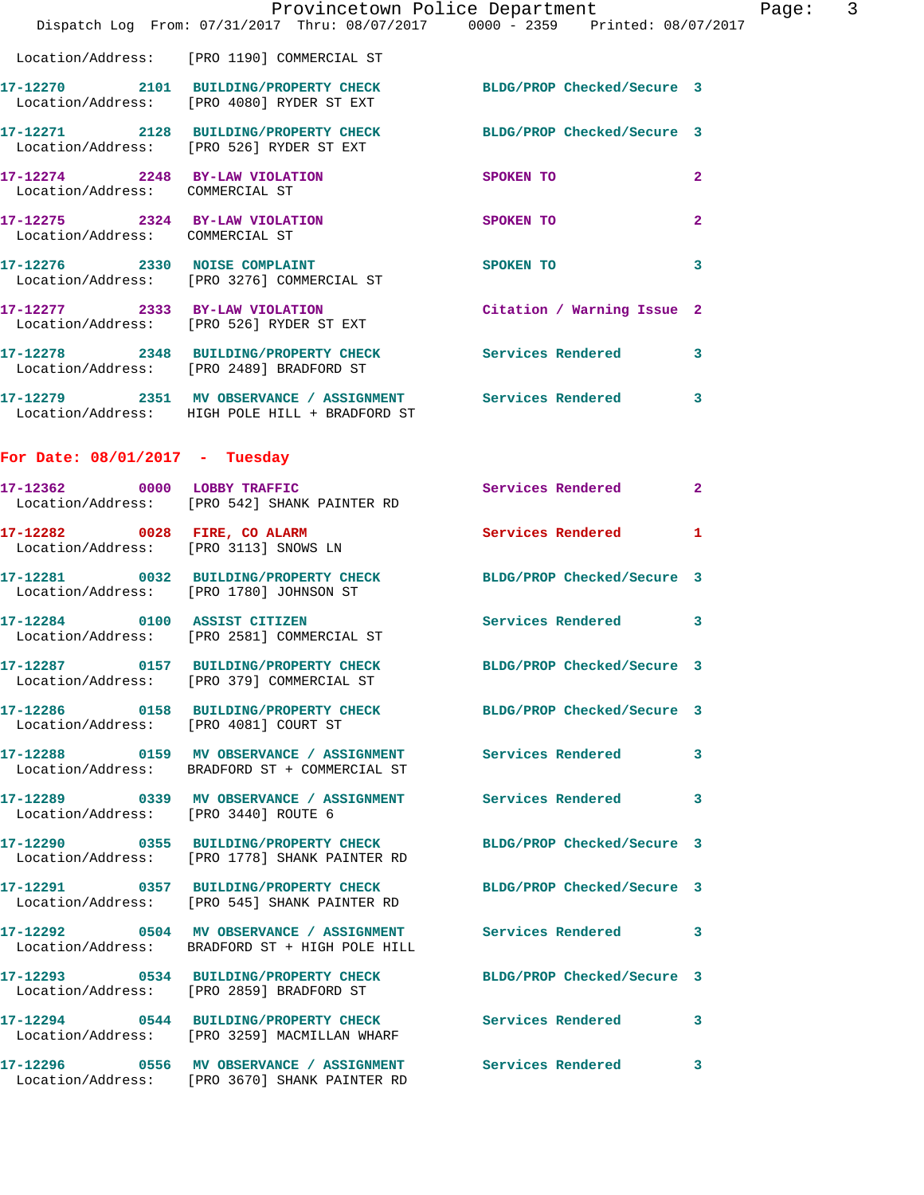Location/Address: [PRO 1190] COMMERCIAL ST

**17-12270 2101 BUILDING/PROPERTY CHECK** BLDG/PROP Checked/Secure 3
Location/Address: [PRO 4080] RYDER ST EXT

**17-12271 2128 BUILDING/PROPERTY CHECK** BLDG/PROP Checked/Secure 3
Location/Address: [PRO 526] RYDER ST EXT

**17-12274 2248 BY-LAW VIOLATION** SPOKEN TO 2
Location/Address: COMMERCIAL ST

**17-12275 2324 BY-LAW VIOLATION** SPOKEN TO 2
Location/Address: COMMERCIAL ST

**17-12276 2330 NOISE COMPLAINT** SPOKEN TO 3
Location/Address: [PRO 3276] COMMERCIAL ST

**17-12277 2333 BY-LAW VIOLATION** Citation / Warning Issue 2
Location/Address: [PRO 526] RYDER ST EXT

**17-12278 2348 BUILDING/PROPERTY CHECK** Services Rendered 3
Location/Address: [PRO 2489] BRADFORD ST

**17-12279 2351 MV OBSERVANCE / ASSIGNMENT** Services Rendered 3
Location/Address: HIGH POLE HILL + BRADFORD ST

## For Date: 08/01/2017 - Tuesday

**17-12362 0000 LOBBY TRAFFIC** Services Rendered 2
Location/Address: [PRO 542] SHANK PAINTER RD

**17-12282 0028 FIRE, CO ALARM** Services Rendered 1
Location/Address: [PRO 3113] SNOWS LN

**17-12281 0032 BUILDING/PROPERTY CHECK** BLDG/PROP Checked/Secure 3
Location/Address: [PRO 1780] JOHNSON ST

**17-12284 0100 ASSIST CITIZEN** Services Rendered 3
Location/Address: [PRO 2581] COMMERCIAL ST

**17-12287 0157 BUILDING/PROPERTY CHECK** BLDG/PROP Checked/Secure 3
Location/Address: [PRO 379] COMMERCIAL ST

**17-12286 0158 BUILDING/PROPERTY CHECK** BLDG/PROP Checked/Secure 3
Location/Address: [PRO 4081] COURT ST

**17-12288 0159 MV OBSERVANCE / ASSIGNMENT** Services Rendered 3
Location/Address: BRADFORD ST + COMMERCIAL ST

**17-12289 0339 MV OBSERVANCE / ASSIGNMENT** Services Rendered 3
Location/Address: [PRO 3440] ROUTE 6

**17-12290 0355 BUILDING/PROPERTY CHECK** BLDG/PROP Checked/Secure 3
Location/Address: [PRO 1778] SHANK PAINTER RD

**17-12291 0357 BUILDING/PROPERTY CHECK** BLDG/PROP Checked/Secure 3
Location/Address: [PRO 545] SHANK PAINTER RD

**17-12292 0504 MV OBSERVANCE / ASSIGNMENT** Services Rendered 3
Location/Address: BRADFORD ST + HIGH POLE HILL

**17-12293 0534 BUILDING/PROPERTY CHECK** BLDG/PROP Checked/Secure 3
Location/Address: [PRO 2859] BRADFORD ST

**17-12294 0544 BUILDING/PROPERTY CHECK** Services Rendered 3
Location/Address: [PRO 3259] MACMILLAN WHARF

**17-12296 0556 MV OBSERVANCE / ASSIGNMENT** Services Rendered 3
Location/Address: [PRO 3670] SHANK PAINTER RD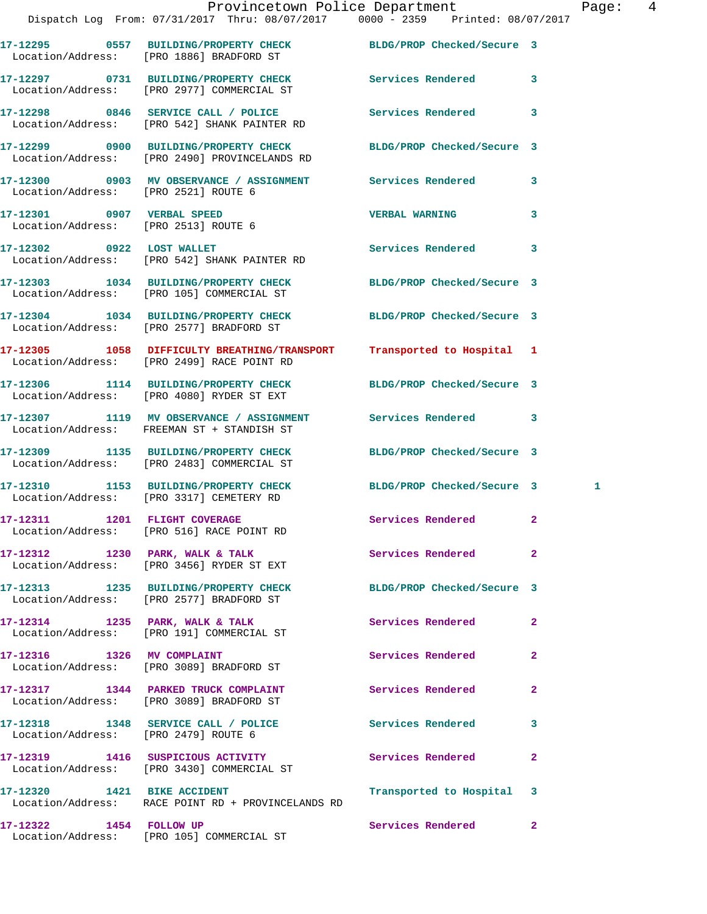17-12295 0557 BUILDING/PROPERTY CHECK BLDG/PROP Checked/Secure 3
Location/Address: [PRO 1886] BRADFORD ST

17-12297 0731 BUILDING/PROPERTY CHECK Services Rendered 3
Location/Address: [PRO 2977] COMMERCIAL ST

17-12298 0846 SERVICE CALL / POLICE Services Rendered 3
Location/Address: [PRO 542] SHANK PAINTER RD

17-12299 0900 BUILDING/PROPERTY CHECK BLDG/PROP Checked/Secure 3
Location/Address: [PRO 2490] PROVINCELANDS RD

17-12300 0903 MV OBSERVANCE / ASSIGNMENT Services Rendered 3
Location/Address: [PRO 2521] ROUTE 6

17-12301 0907 VERBAL SPEED VERBAL WARNING 3
Location/Address: [PRO 2513] ROUTE 6

17-12302 0922 LOST WALLET Services Rendered 3
Location/Address: [PRO 542] SHANK PAINTER RD

17-12303 1034 BUILDING/PROPERTY CHECK BLDG/PROP Checked/Secure 3
Location/Address: [PRO 105] COMMERCIAL ST

17-12304 1034 BUILDING/PROPERTY CHECK BLDG/PROP Checked/Secure 3
Location/Address: [PRO 2577] BRADFORD ST

17-12305 1058 DIFFICULTY BREATHING/TRANSPORT Transported to Hospital 1
Location/Address: [PRO 2499] RACE POINT RD

17-12306 1114 BUILDING/PROPERTY CHECK BLDG/PROP Checked/Secure 3
Location/Address: [PRO 4080] RYDER ST EXT

17-12307 1119 MV OBSERVANCE / ASSIGNMENT Services Rendered 3
Location/Address: FREEMAN ST + STANDISH ST

17-12309 1135 BUILDING/PROPERTY CHECK BLDG/PROP Checked/Secure 3
Location/Address: [PRO 2483] COMMERCIAL ST

17-12310 1153 BUILDING/PROPERTY CHECK BLDG/PROP Checked/Secure 3 1
Location/Address: [PRO 3317] CEMETERY RD

17-12311 1201 FLIGHT COVERAGE Services Rendered 2
Location/Address: [PRO 516] RACE POINT RD

17-12312 1230 PARK, WALK & TALK Services Rendered 2
Location/Address: [PRO 3456] RYDER ST EXT

17-12313 1235 BUILDING/PROPERTY CHECK BLDG/PROP Checked/Secure 3
Location/Address: [PRO 2577] BRADFORD ST

17-12314 1235 PARK, WALK & TALK Services Rendered 2
Location/Address: [PRO 191] COMMERCIAL ST

17-12316 1326 MV COMPLAINT Services Rendered 2
Location/Address: [PRO 3089] BRADFORD ST

17-12317 1344 PARKED TRUCK COMPLAINT Services Rendered 2
Location/Address: [PRO 3089] BRADFORD ST

17-12318 1348 SERVICE CALL / POLICE Services Rendered 3
Location/Address: [PRO 2479] ROUTE 6

17-12319 1416 SUSPICIOUS ACTIVITY Services Rendered 2
Location/Address: [PRO 3430] COMMERCIAL ST

17-12320 1421 BIKE ACCIDENT Transported to Hospital 3
Location/Address: RACE POINT RD + PROVINCELANDS RD

17-12322 1454 FOLLOW UP Services Rendered 2
Location/Address: [PRO 105] COMMERCIAL ST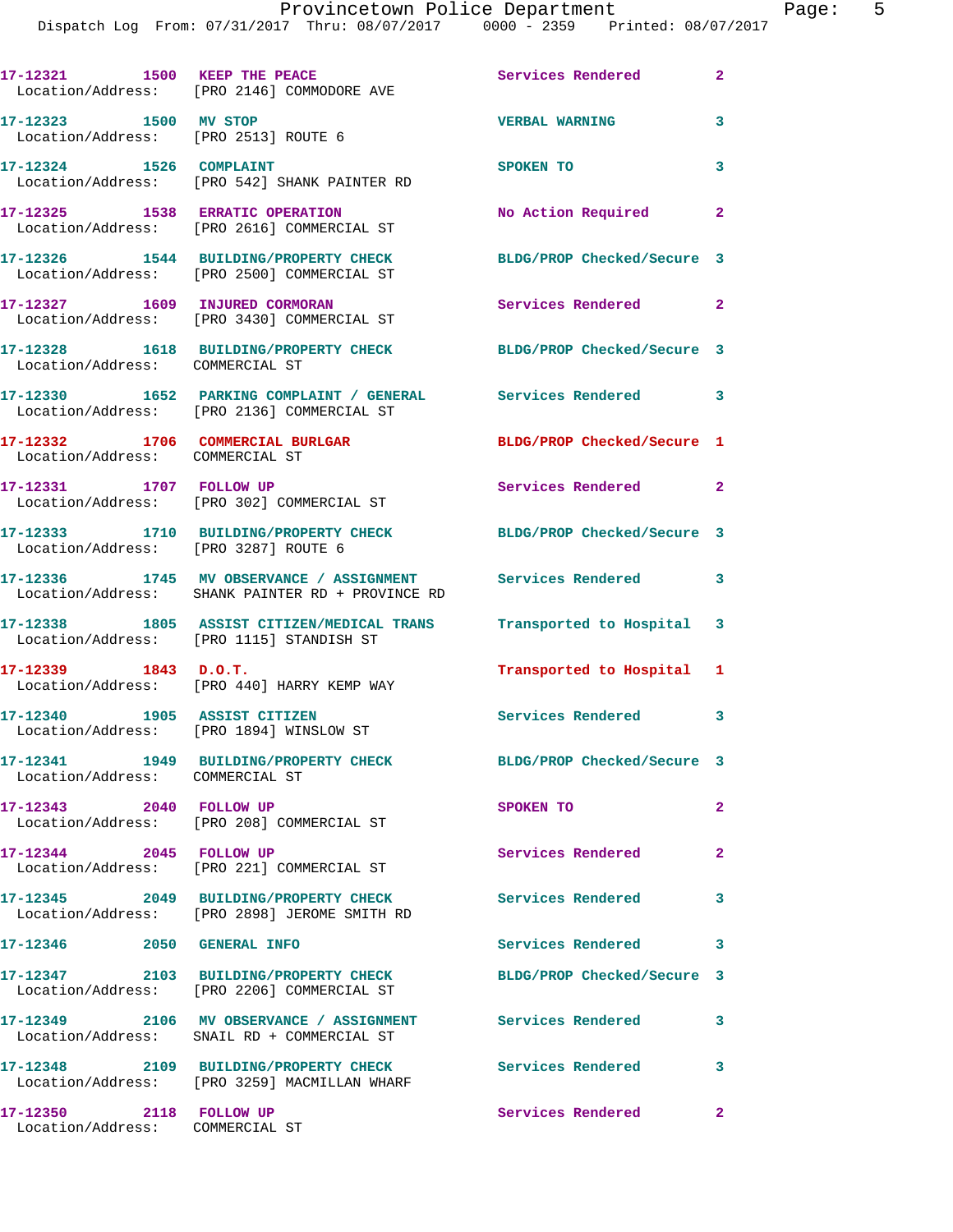17-12321 1500 KEEP THE PEACE Services Rendered 2
Location/Address: [PRO 2146] COMMODORE AVE

17-12323 1500 MV STOP VERBAL WARNING 3
Location/Address: [PRO 2513] ROUTE 6

17-12324 1526 COMPLAINT SPOKEN TO 3
Location/Address: [PRO 542] SHANK PAINTER RD

17-12325 1538 ERRATIC OPERATION No Action Required 2
Location/Address: [PRO 2616] COMMERCIAL ST

17-12326 1544 BUILDING/PROPERTY CHECK BLDG/PROP Checked/Secure 3
Location/Address: [PRO 2500] COMMERCIAL ST

17-12327 1609 INJURED CORMORAN Services Rendered 2
Location/Address: [PRO 3430] COMMERCIAL ST

17-12328 1618 BUILDING/PROPERTY CHECK BLDG/PROP Checked/Secure 3
Location/Address: COMMERCIAL ST

17-12330 1652 PARKING COMPLAINT / GENERAL Services Rendered 3
Location/Address: [PRO 2136] COMMERCIAL ST

17-12332 1706 COMMERCIAL BURGLAR BLDG/PROP Checked/Secure 1
Location/Address: COMMERCIAL ST

17-12331 1707 FOLLOW UP Services Rendered 2
Location/Address: [PRO 302] COMMERCIAL ST

17-12333 1710 BUILDING/PROPERTY CHECK BLDG/PROP Checked/Secure 3
Location/Address: [PRO 3287] ROUTE 6

17-12336 1745 MV OBSERVANCE / ASSIGNMENT Services Rendered 3
Location/Address: SHANK PAINTER RD + PROVINCE RD

17-12338 1805 ASSIST CITIZEN/MEDICAL TRANS Transported to Hospital 3
Location/Address: [PRO 1115] STANDISH ST

17-12339 1843 D.O.T. Transported to Hospital 1
Location/Address: [PRO 440] HARRY KEMP WAY

17-12340 1905 ASSIST CITIZEN Services Rendered 3
Location/Address: [PRO 1894] WINSLOW ST

17-12341 1949 BUILDING/PROPERTY CHECK BLDG/PROP Checked/Secure 3
Location/Address: COMMERCIAL ST

17-12343 2040 FOLLOW UP SPOKEN TO 2
Location/Address: [PRO 208] COMMERCIAL ST

17-12344 2045 FOLLOW UP Services Rendered 2
Location/Address: [PRO 221] COMMERCIAL ST

17-12345 2049 BUILDING/PROPERTY CHECK Services Rendered 3
Location/Address: [PRO 2898] JEROME SMITH RD

17-12346 2050 GENERAL INFO Services Rendered 3

17-12347 2103 BUILDING/PROPERTY CHECK BLDG/PROP Checked/Secure 3
Location/Address: [PRO 2206] COMMERCIAL ST

17-12349 2106 MV OBSERVANCE / ASSIGNMENT Services Rendered 3
Location/Address: SNAIL RD + COMMERCIAL ST

17-12348 2109 BUILDING/PROPERTY CHECK Services Rendered 3
Location/Address: [PRO 3259] MACMILLAN WHARF

17-12350 2118 FOLLOW UP Services Rendered 2
Location/Address: COMMERCIAL ST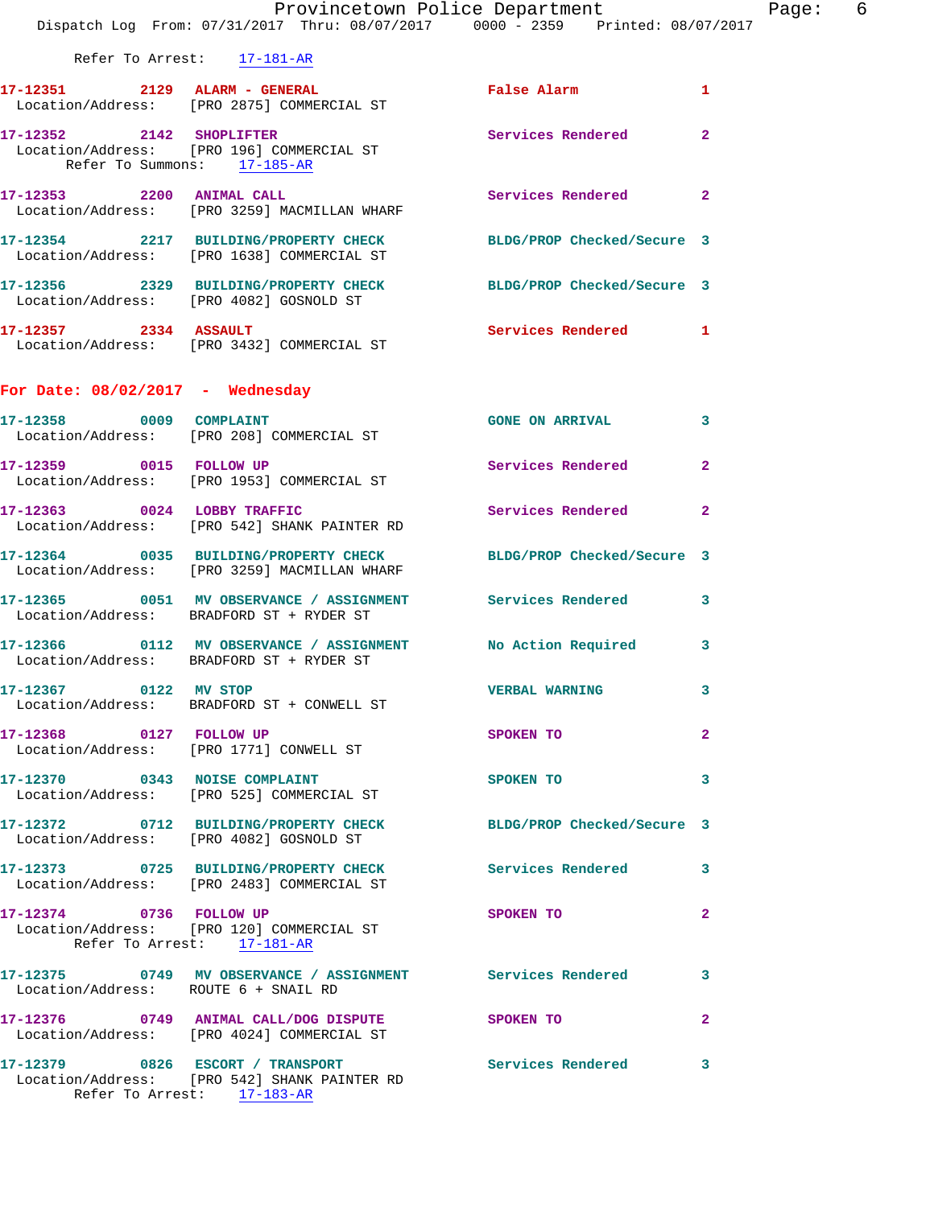Refer To Arrest: 17-181-AR

**17-12351** 2129 **ALARM - GENERAL** False Alarm 1
Location/Address: [PRO 2875] COMMERCIAL ST

**17-12352** 2142 **SHOPLIFTER** Services Rendered 2
Location/Address: [PRO 196] COMMERCIAL ST
Refer To Summons: 17-185-AR

**17-12353** 2200 **ANIMAL CALL** Services Rendered 2
Location/Address: [PRO 3259] MACMILLAN WHARF

**17-12354** 2217 **BUILDING/PROPERTY CHECK** BLDG/PROP Checked/Secure 3
Location/Address: [PRO 1638] COMMERCIAL ST

**17-12356** 2329 **BUILDING/PROPERTY CHECK** BLDG/PROP Checked/Secure 3
Location/Address: [PRO 4082] GOSNOLD ST

**17-12357** 2334 **ASSAULT** Services Rendered 1
Location/Address: [PRO 3432] COMMERCIAL ST

## For Date: 08/02/2017 - Wednesday

**17-12358** 0009 **COMPLAINT** GONE ON ARRIVAL 3
Location/Address: [PRO 208] COMMERCIAL ST

**17-12359** 0015 **FOLLOW UP** Services Rendered 2
Location/Address: [PRO 1953] COMMERCIAL ST

**17-12363** 0024 **LOBBY TRAFFIC** Services Rendered 2
Location/Address: [PRO 542] SHANK PAINTER RD

**17-12364** 0035 **BUILDING/PROPERTY CHECK** BLDG/PROP Checked/Secure 3
Location/Address: [PRO 3259] MACMILLAN WHARF

**17-12365** 0051 **MV OBSERVANCE / ASSIGNMENT** Services Rendered 3
Location/Address: BRADFORD ST + RYDER ST

**17-12366** 0112 **MV OBSERVANCE / ASSIGNMENT** No Action Required 3
Location/Address: BRADFORD ST + RYDER ST

**17-12367** 0122 **MV STOP** VERBAL WARNING 3
Location/Address: BRADFORD ST + CONWELL ST

**17-12368** 0127 **FOLLOW UP** SPOKEN TO 2
Location/Address: [PRO 1771] CONWELL ST

**17-12370** 0343 **NOISE COMPLAINT** SPOKEN TO 3
Location/Address: [PRO 525] COMMERCIAL ST

**17-12372** 0712 **BUILDING/PROPERTY CHECK** BLDG/PROP Checked/Secure 3
Location/Address: [PRO 4082] GOSNOLD ST

**17-12373** 0725 **BUILDING/PROPERTY CHECK** Services Rendered 3
Location/Address: [PRO 2483] COMMERCIAL ST

**17-12374** 0736 **FOLLOW UP** SPOKEN TO 2
Location/Address: [PRO 120] COMMERCIAL ST
Refer To Arrest: 17-181-AR

**17-12375** 0749 **MV OBSERVANCE / ASSIGNMENT** Services Rendered 3
Location/Address: ROUTE 6 + SNAIL RD

**17-12376** 0749 **ANIMAL CALL/DOG DISPUTE** SPOKEN TO 2
Location/Address: [PRO 4024] COMMERCIAL ST

**17-12379** 0826 **ESCORT / TRANSPORT** Services Rendered 3
Location/Address: [PRO 542] SHANK PAINTER RD
Refer To Arrest: 17-183-AR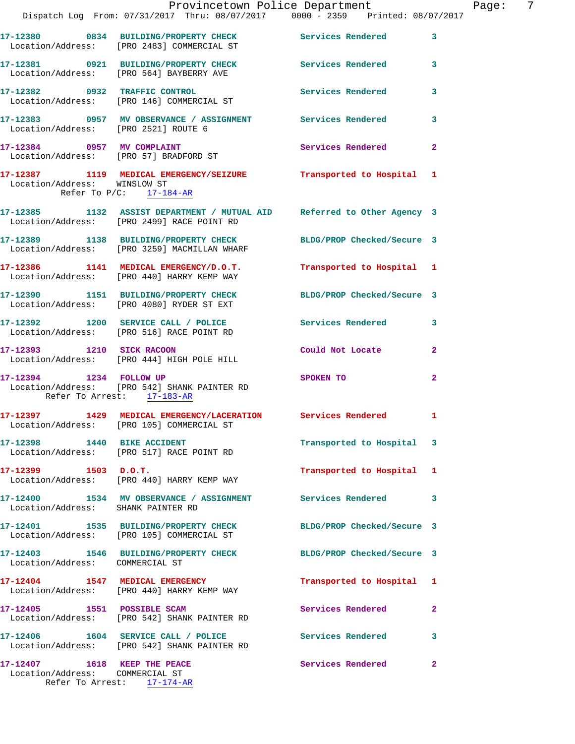17-12380 0834 BUILDING/PROPERTY CHECK Services Rendered 3
Location/Address: [PRO 2483] COMMERCIAL ST

17-12381 0921 BUILDING/PROPERTY CHECK Services Rendered 3
Location/Address: [PRO 564] BAYBERRY AVE

17-12382 0932 TRAFFIC CONTROL Services Rendered 3
Location/Address: [PRO 146] COMMERCIAL ST

17-12383 0957 MV OBSERVANCE / ASSIGNMENT Services Rendered 3
Location/Address: [PRO 2521] ROUTE 6

17-12384 0957 MV COMPLAINT Services Rendered 2
Location/Address: [PRO 57] BRADFORD ST

17-12387 1119 MEDICAL EMERGENCY/SEIZURE Transported to Hospital 1
Location/Address: WINSLOW ST
Refer To P/C: 17-184-AR

17-12385 1132 ASSIST DEPARTMENT / MUTUAL AID Referred to Other Agency 3
Location/Address: [PRO 2499] RACE POINT RD

17-12389 1138 BUILDING/PROPERTY CHECK BLDG/PROP Checked/Secure 3
Location/Address: [PRO 3259] MACMILLAN WHARF

17-12386 1141 MEDICAL EMERGENCY/D.O.T. Transported to Hospital 1
Location/Address: [PRO 440] HARRY KEMP WAY

17-12390 1151 BUILDING/PROPERTY CHECK BLDG/PROP Checked/Secure 3
Location/Address: [PRO 4080] RYDER ST EXT

17-12392 1200 SERVICE CALL / POLICE Services Rendered 3
Location/Address: [PRO 516] RACE POINT RD

17-12393 1210 SICK RACOON Could Not Locate 2
Location/Address: [PRO 444] HIGH POLE HILL

17-12394 1234 FOLLOW UP SPOKEN TO 2
Location/Address: [PRO 542] SHANK PAINTER RD
Refer To Arrest: 17-183-AR

17-12397 1429 MEDICAL EMERGENCY/LACERATION Services Rendered 1
Location/Address: [PRO 105] COMMERCIAL ST

17-12398 1440 BIKE ACCIDENT Transported to Hospital 3
Location/Address: [PRO 517] RACE POINT RD

17-12399 1503 D.O.T. Transported to Hospital 1
Location/Address: [PRO 440] HARRY KEMP WAY

17-12400 1534 MV OBSERVANCE / ASSIGNMENT Services Rendered 3
Location/Address: SHANK PAINTER RD

17-12401 1535 BUILDING/PROPERTY CHECK BLDG/PROP Checked/Secure 3
Location/Address: [PRO 105] COMMERCIAL ST

17-12403 1546 BUILDING/PROPERTY CHECK BLDG/PROP Checked/Secure 3
Location/Address: COMMERCIAL ST

17-12404 1547 MEDICAL EMERGENCY Transported to Hospital 1
Location/Address: [PRO 440] HARRY KEMP WAY

17-12405 1551 POSSIBLE SCAM Services Rendered 2
Location/Address: [PRO 542] SHANK PAINTER RD

17-12406 1604 SERVICE CALL / POLICE Services Rendered 3
Location/Address: [PRO 542] SHANK PAINTER RD

17-12407 1618 KEEP THE PEACE Services Rendered 2
Location/Address: COMMERCIAL ST
Refer To Arrest: 17-174-AR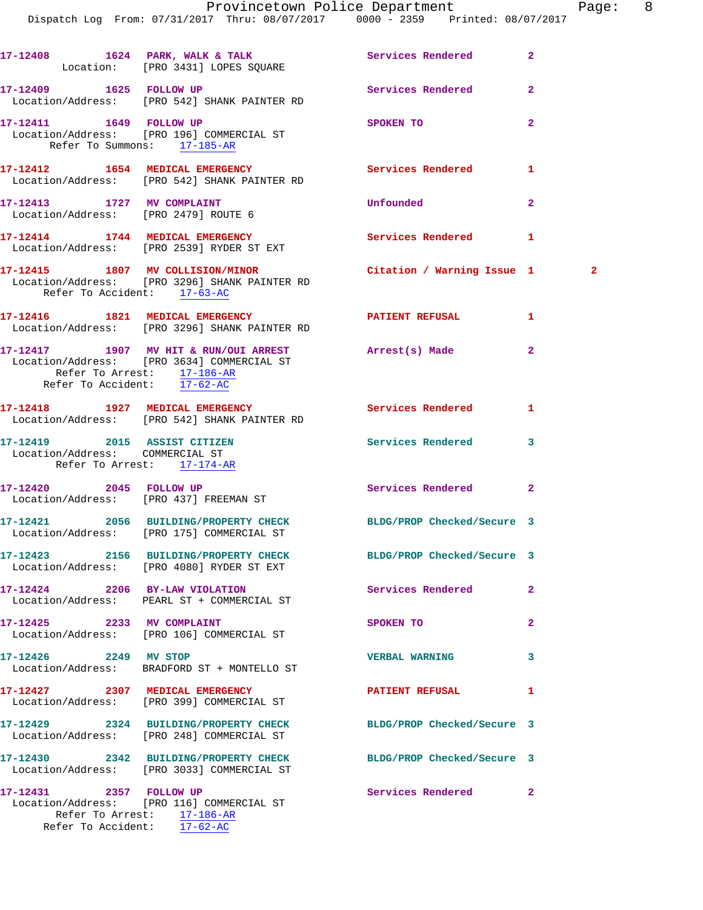17-12408 1624 PARK, WALK & TALK Services Rendered 2
Location: [PRO 3431] LOPES SQUARE

17-12409 1625 FOLLOW UP Services Rendered 2
Location/Address: [PRO 542] SHANK PAINTER RD

17-12411 1649 FOLLOW UP SPOKEN TO 2
Location/Address: [PRO 196] COMMERCIAL ST
Refer To Summons: 17-185-AR

17-12412 1654 MEDICAL EMERGENCY Services Rendered 1
Location/Address: [PRO 542] SHANK PAINTER RD

17-12413 1727 MV COMPLAINT Unfounded 2
Location/Address: [PRO 2479] ROUTE 6

17-12414 1744 MEDICAL EMERGENCY Services Rendered 1
Location/Address: [PRO 2539] RYDER ST EXT

17-12415 1807 MV COLLISION/MINOR Citation / Warning Issue 1 2
Location/Address: [PRO 3296] SHANK PAINTER RD
Refer To Accident: 17-63-AC

17-12416 1821 MEDICAL EMERGENCY PATIENT REFUSAL 1
Location/Address: [PRO 3296] SHANK PAINTER RD

17-12417 1907 MV HIT & RUN/OUI ARREST Arrest(s) Made 2
Location/Address: [PRO 3634] COMMERCIAL ST
Refer To Arrest: 17-186-AR
Refer To Accident: 17-62-AC

17-12418 1927 MEDICAL EMERGENCY Services Rendered 1
Location/Address: [PRO 542] SHANK PAINTER RD

17-12419 2015 ASSIST CITIZEN Services Rendered 3
Location/Address: COMMERCIAL ST
Refer To Arrest: 17-174-AR

17-12420 2045 FOLLOW UP Services Rendered 2
Location/Address: [PRO 437] FREEMAN ST

17-12421 2056 BUILDING/PROPERTY CHECK BLDG/PROP Checked/Secure 3
Location/Address: [PRO 175] COMMERCIAL ST

17-12423 2156 BUILDING/PROPERTY CHECK BLDG/PROP Checked/Secure 3
Location/Address: [PRO 4080] RYDER ST EXT

17-12424 2206 BY-LAW VIOLATION Services Rendered 2
Location/Address: PEARL ST + COMMERCIAL ST

17-12425 2233 MV COMPLAINT SPOKEN TO 2
Location/Address: [PRO 106] COMMERCIAL ST

17-12426 2249 MV STOP VERBAL WARNING 3
Location/Address: BRADFORD ST + MONTELLO ST

17-12427 2307 MEDICAL EMERGENCY PATIENT REFUSAL 1
Location/Address: [PRO 399] COMMERCIAL ST

17-12429 2324 BUILDING/PROPERTY CHECK BLDG/PROP Checked/Secure 3
Location/Address: [PRO 248] COMMERCIAL ST

17-12430 2342 BUILDING/PROPERTY CHECK BLDG/PROP Checked/Secure 3
Location/Address: [PRO 3033] COMMERCIAL ST

17-12431 2357 FOLLOW UP Services Rendered 2
Location/Address: [PRO 116] COMMERCIAL ST
Refer To Arrest: 17-186-AR
Refer To Accident: 17-62-AC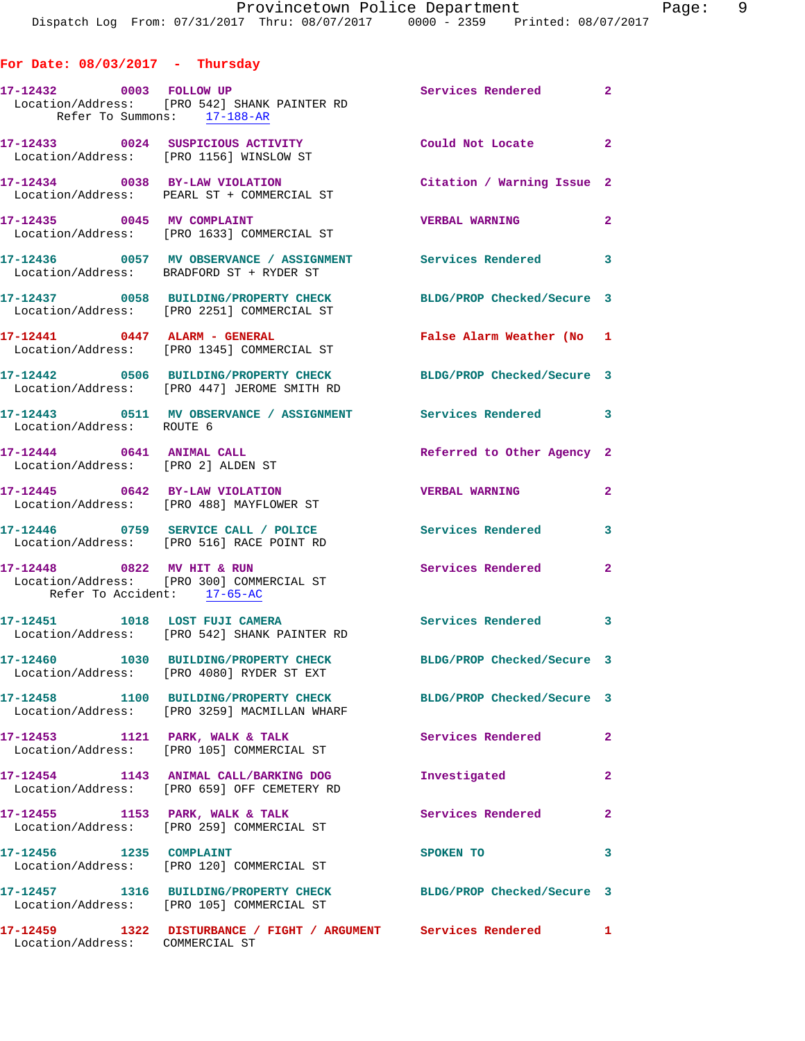## For Date: 08/03/2017 - Thursday

| Call # | Time | Call Type | Disposition | Priority |
|---|---|---|---|---|
| 17-12432 | 0003 | FOLLOW UP | Services Rendered | 2 |
| Location/Address: [PRO 542] SHANK PAINTER RD; Refer To Summons: 17-188-AR | | | | |
| 17-12433 | 0024 | SUSPICIOUS ACTIVITY | Could Not Locate | 2 |
| Location/Address: [PRO 1156] WINSLOW ST | | | | |
| 17-12434 | 0038 | BY-LAW VIOLATION | Citation / Warning Issue | 2 |
| Location/Address: PEARL ST + COMMERCIAL ST | | | | |
| 17-12435 | 0045 | MV COMPLAINT | VERBAL WARNING | 2 |
| Location/Address: [PRO 1633] COMMERCIAL ST | | | | |
| 17-12436 | 0057 | MV OBSERVANCE / ASSIGNMENT | Services Rendered | 3 |
| Location/Address: BRADFORD ST + RYDER ST | | | | |
| 17-12437 | 0058 | BUILDING/PROPERTY CHECK | BLDG/PROP Checked/Secure | 3 |
| Location/Address: [PRO 2251] COMMERCIAL ST | | | | |
| 17-12441 | 0447 | ALARM - GENERAL | False Alarm Weather (No | 1 |
| Location/Address: [PRO 1345] COMMERCIAL ST | | | | |
| 17-12442 | 0506 | BUILDING/PROPERTY CHECK | BLDG/PROP Checked/Secure | 3 |
| Location/Address: [PRO 447] JEROME SMITH RD | | | | |
| 17-12443 | 0511 | MV OBSERVANCE / ASSIGNMENT | Services Rendered | 3 |
| Location/Address: ROUTE 6 | | | | |
| 17-12444 | 0641 | ANIMAL CALL | Referred to Other Agency | 2 |
| Location/Address: [PRO 2] ALDEN ST | | | | |
| 17-12445 | 0642 | BY-LAW VIOLATION | VERBAL WARNING | 2 |
| Location/Address: [PRO 488] MAYFLOWER ST | | | | |
| 17-12446 | 0759 | SERVICE CALL / POLICE | Services Rendered | 3 |
| Location/Address: [PRO 516] RACE POINT RD | | | | |
| 17-12448 | 0822 | MV HIT & RUN | Services Rendered | 2 |
| Location/Address: [PRO 300] COMMERCIAL ST; Refer To Accident: 17-65-AC | | | | |
| 17-12451 | 1018 | LOST FUJI CAMERA | Services Rendered | 3 |
| Location/Address: [PRO 542] SHANK PAINTER RD | | | | |
| 17-12460 | 1030 | BUILDING/PROPERTY CHECK | BLDG/PROP Checked/Secure | 3 |
| Location/Address: [PRO 4080] RYDER ST EXT | | | | |
| 17-12458 | 1100 | BUILDING/PROPERTY CHECK | BLDG/PROP Checked/Secure | 3 |
| Location/Address: [PRO 3259] MACMILLAN WHARF | | | | |
| 17-12453 | 1121 | PARK, WALK & TALK | Services Rendered | 2 |
| Location/Address: [PRO 105] COMMERCIAL ST | | | | |
| 17-12454 | 1143 | ANIMAL CALL/BARKING DOG | Investigated | 2 |
| Location/Address: [PRO 659] OFF CEMETERY RD | | | | |
| 17-12455 | 1153 | PARK, WALK & TALK | Services Rendered | 2 |
| Location/Address: [PRO 259] COMMERCIAL ST | | | | |
| 17-12456 | 1235 | COMPLAINT | SPOKEN TO | 3 |
| Location/Address: [PRO 120] COMMERCIAL ST | | | | |
| 17-12457 | 1316 | BUILDING/PROPERTY CHECK | BLDG/PROP Checked/Secure | 3 |
| Location/Address: [PRO 105] COMMERCIAL ST | | | | |
| 17-12459 | 1322 | DISTURBANCE / FIGHT / ARGUMENT | Services Rendered | 1 |
| Location/Address: COMMERCIAL ST | | | | |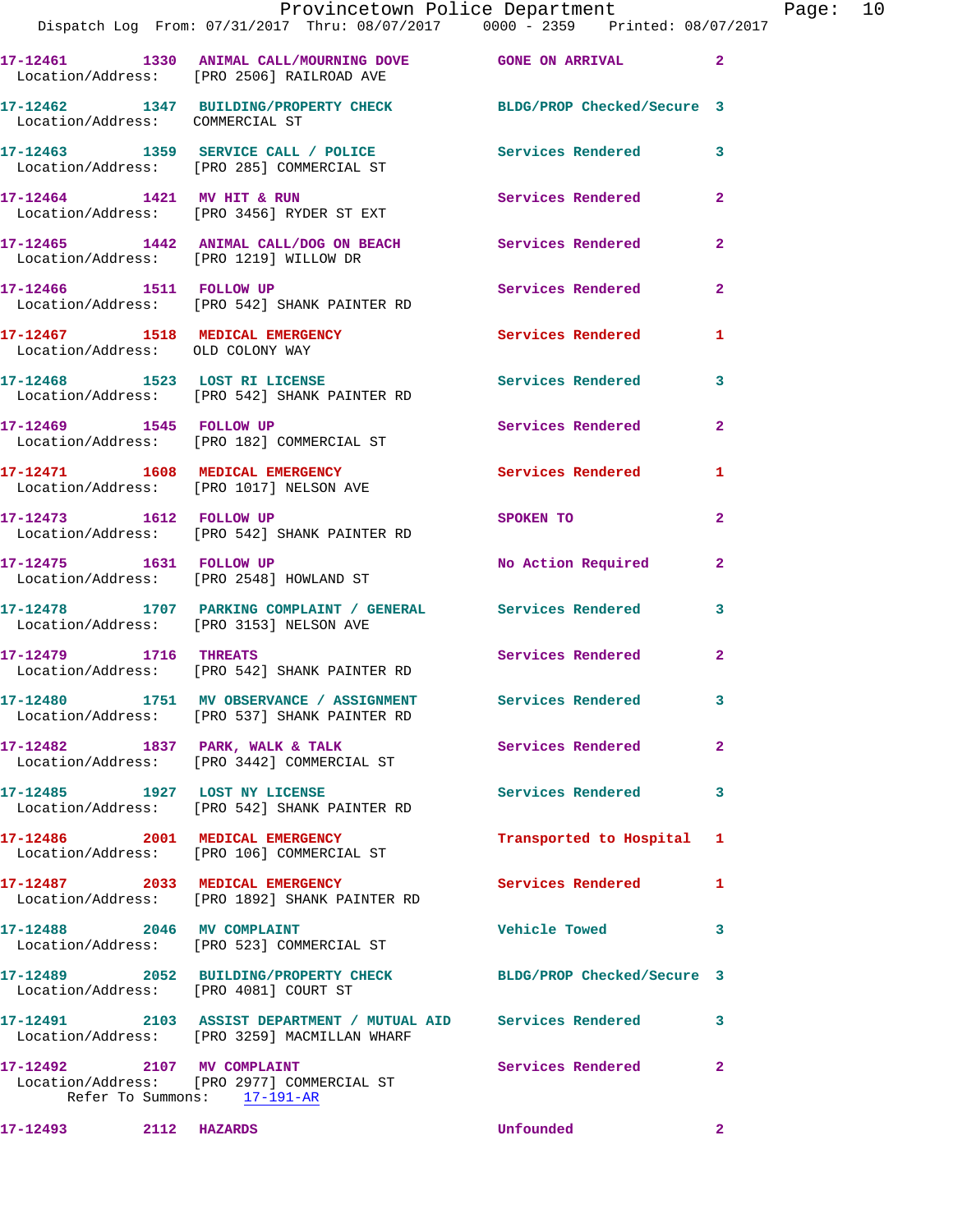17-12461 1330 ANIMAL CALL/MOURNING DOVE GONE ON ARRIVAL 2
Location/Address: [PRO 2506] RAILROAD AVE

17-12462 1347 BUILDING/PROPERTY CHECK BLDG/PROP Checked/Secure 3
Location/Address: COMMERCIAL ST

17-12463 1359 SERVICE CALL / POLICE Services Rendered 3
Location/Address: [PRO 285] COMMERCIAL ST

17-12464 1421 MV HIT & RUN Services Rendered 2
Location/Address: [PRO 3456] RYDER ST EXT

17-12465 1442 ANIMAL CALL/DOG ON BEACH Services Rendered 2
Location/Address: [PRO 1219] WILLOW DR

17-12466 1511 FOLLOW UP Services Rendered 2
Location/Address: [PRO 542] SHANK PAINTER RD

17-12467 1518 MEDICAL EMERGENCY Services Rendered 1
Location/Address: OLD COLONY WAY

17-12468 1523 LOST RI LICENSE Services Rendered 3
Location/Address: [PRO 542] SHANK PAINTER RD

17-12469 1545 FOLLOW UP Services Rendered 2
Location/Address: [PRO 182] COMMERCIAL ST

17-12471 1608 MEDICAL EMERGENCY Services Rendered 1
Location/Address: [PRO 1017] NELSON AVE

17-12473 1612 FOLLOW UP SPOKEN TO 2
Location/Address: [PRO 542] SHANK PAINTER RD

17-12475 1631 FOLLOW UP No Action Required 2
Location/Address: [PRO 2548] HOWLAND ST

17-12478 1707 PARKING COMPLAINT / GENERAL Services Rendered 3
Location/Address: [PRO 3153] NELSON AVE

17-12479 1716 THREATS Services Rendered 2
Location/Address: [PRO 542] SHANK PAINTER RD

17-12480 1751 MV OBSERVANCE / ASSIGNMENT Services Rendered 3
Location/Address: [PRO 537] SHANK PAINTER RD

17-12482 1837 PARK, WALK & TALK Services Rendered 2
Location/Address: [PRO 3442] COMMERCIAL ST

17-12485 1927 LOST NY LICENSE Services Rendered 3
Location/Address: [PRO 542] SHANK PAINTER RD

17-12486 2001 MEDICAL EMERGENCY Transported to Hospital 1
Location/Address: [PRO 106] COMMERCIAL ST

17-12487 2033 MEDICAL EMERGENCY Services Rendered 1
Location/Address: [PRO 1892] SHANK PAINTER RD

17-12488 2046 MV COMPLAINT Vehicle Towed 3
Location/Address: [PRO 523] COMMERCIAL ST

17-12489 2052 BUILDING/PROPERTY CHECK BLDG/PROP Checked/Secure 3
Location/Address: [PRO 4081] COURT ST

17-12491 2103 ASSIST DEPARTMENT / MUTUAL AID Services Rendered 3
Location/Address: [PRO 3259] MACMILLAN WHARF

17-12492 2107 MV COMPLAINT Services Rendered 2
Location/Address: [PRO 2977] COMMERCIAL ST
Refer To Summons: 17-191-AR

17-12493 2112 HAZARDS Unfounded 2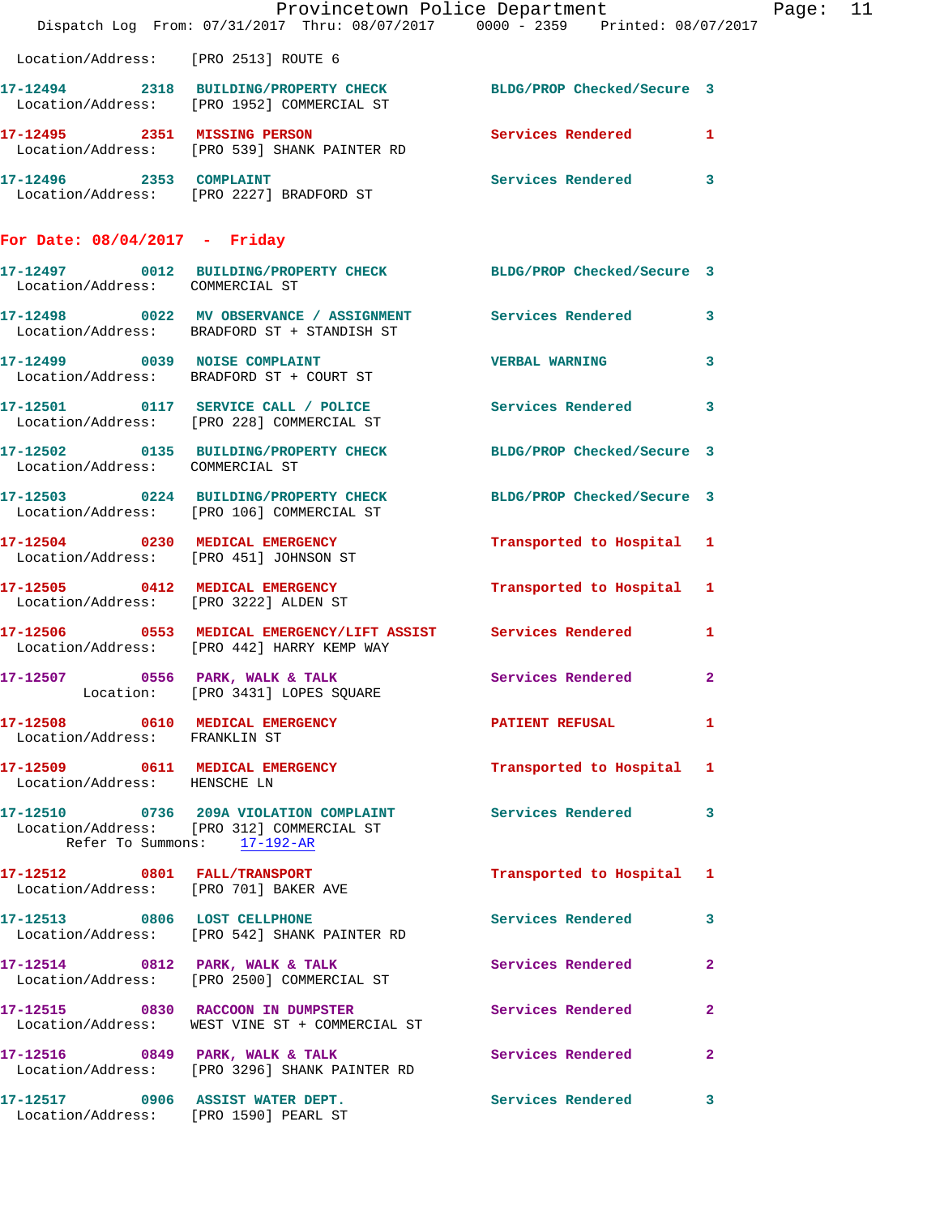Location/Address: [PRO 2513] ROUTE 6

**17-12494** 2318 BUILDING/PROPERTY CHECK — BLDG/PROP Checked/Secure 3
Location/Address: [PRO 1952] COMMERCIAL ST

**17-12495** 2351 MISSING PERSON — Services Rendered 1
Location/Address: [PRO 539] SHANK PAINTER RD

**17-12496** 2353 COMPLAINT — Services Rendered 3
Location/Address: [PRO 2227] BRADFORD ST

## For Date: 08/04/2017 - Friday

**17-12497** 0012 BUILDING/PROPERTY CHECK — BLDG/PROP Checked/Secure 3
Location/Address: COMMERCIAL ST

**17-12498** 0022 MV OBSERVANCE / ASSIGNMENT — Services Rendered 3
Location/Address: BRADFORD ST + STANDISH ST

**17-12499** 0039 NOISE COMPLAINT — VERBAL WARNING 3
Location/Address: BRADFORD ST + COURT ST

**17-12501** 0117 SERVICE CALL / POLICE — Services Rendered 3
Location/Address: [PRO 228] COMMERCIAL ST

**17-12502** 0135 BUILDING/PROPERTY CHECK — BLDG/PROP Checked/Secure 3
Location/Address: COMMERCIAL ST

**17-12503** 0224 BUILDING/PROPERTY CHECK — BLDG/PROP Checked/Secure 3
Location/Address: [PRO 106] COMMERCIAL ST

**17-12504** 0230 MEDICAL EMERGENCY — Transported to Hospital 1
Location/Address: [PRO 451] JOHNSON ST

**17-12505** 0412 MEDICAL EMERGENCY — Transported to Hospital 1
Location/Address: [PRO 3222] ALDEN ST

**17-12506** 0553 MEDICAL EMERGENCY/LIFT ASSIST — Services Rendered 1
Location/Address: [PRO 442] HARRY KEMP WAY

**17-12507** 0556 PARK, WALK & TALK — Services Rendered 2
Location: [PRO 3431] LOPES SQUARE

**17-12508** 0610 MEDICAL EMERGENCY — PATIENT REFUSAL 1
Location/Address: FRANKLIN ST

**17-12509** 0611 MEDICAL EMERGENCY — Transported to Hospital 1
Location/Address: HENSCHE LN

**17-12510** 0736 209A VIOLATION COMPLAINT — Services Rendered 3
Location/Address: [PRO 312] COMMERCIAL ST
Refer To Summons: 17-192-AR

**17-12512** 0801 FALL/TRANSPORT — Transported to Hospital 1
Location/Address: [PRO 701] BAKER AVE

**17-12513** 0806 LOST CELLPHONE — Services Rendered 3
Location/Address: [PRO 542] SHANK PAINTER RD

**17-12514** 0812 PARK, WALK & TALK — Services Rendered 2
Location/Address: [PRO 2500] COMMERCIAL ST

**17-12515** 0830 RACCOON IN DUMPSTER — Services Rendered 2
Location/Address: WEST VINE ST + COMMERCIAL ST

**17-12516** 0849 PARK, WALK & TALK — Services Rendered 2
Location/Address: [PRO 3296] SHANK PAINTER RD

**17-12517** 0906 ASSIST WATER DEPT. — Services Rendered 3
Location/Address: [PRO 1590] PEARL ST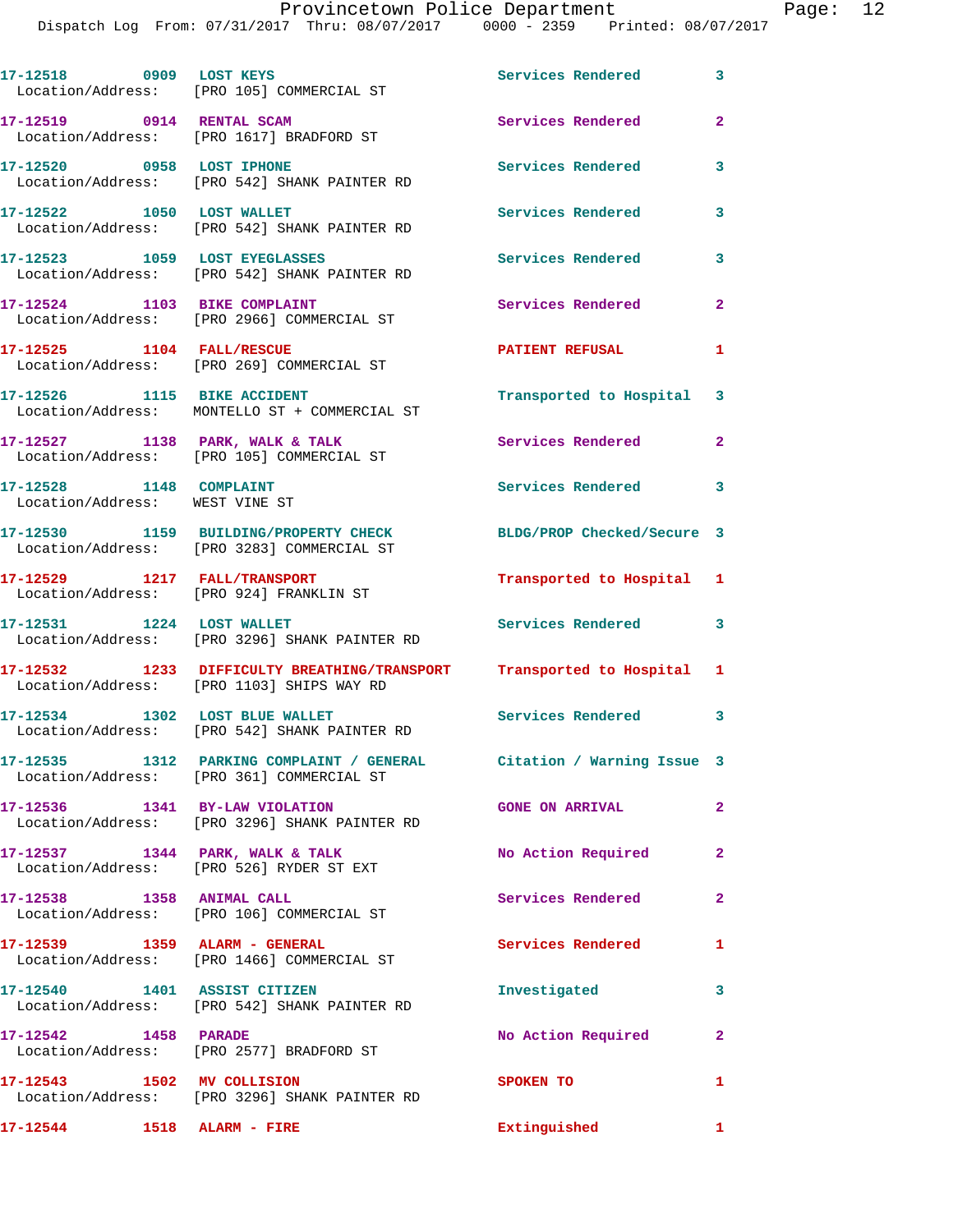17-12518 0909 LOST KEYS Services Rendered 3
Location/Address: [PRO 105] COMMERCIAL ST

17-12519 0914 RENTAL SCAM Services Rendered 2
Location/Address: [PRO 1617] BRADFORD ST

17-12520 0958 LOST IPHONE Services Rendered 3
Location/Address: [PRO 542] SHANK PAINTER RD

17-12522 1050 LOST WALLET Services Rendered 3
Location/Address: [PRO 542] SHANK PAINTER RD

17-12523 1059 LOST EYEGLASSES Services Rendered 3
Location/Address: [PRO 542] SHANK PAINTER RD

17-12524 1103 BIKE COMPLAINT Services Rendered 2
Location/Address: [PRO 2966] COMMERCIAL ST

17-12525 1104 FALL/RESCUE PATIENT REFUSAL 1
Location/Address: [PRO 269] COMMERCIAL ST

17-12526 1115 BIKE ACCIDENT Transported to Hospital 3
Location/Address: MONTELLO ST + COMMERCIAL ST

17-12527 1138 PARK, WALK & TALK Services Rendered 2
Location/Address: [PRO 105] COMMERCIAL ST

17-12528 1148 COMPLAINT Services Rendered 3
Location/Address: WEST VINE ST

17-12530 1159 BUILDING/PROPERTY CHECK BLDG/PROP Checked/Secure 3
Location/Address: [PRO 3283] COMMERCIAL ST

17-12529 1217 FALL/TRANSPORT Transported to Hospital 1
Location/Address: [PRO 924] FRANKLIN ST

17-12531 1224 LOST WALLET Services Rendered 3
Location/Address: [PRO 3296] SHANK PAINTER RD

17-12532 1233 DIFFICULTY BREATHING/TRANSPORT Transported to Hospital 1
Location/Address: [PRO 1103] SHIPS WAY RD

17-12534 1302 LOST BLUE WALLET Services Rendered 3
Location/Address: [PRO 542] SHANK PAINTER RD

17-12535 1312 PARKING COMPLAINT / GENERAL Citation / Warning Issue 3
Location/Address: [PRO 361] COMMERCIAL ST

17-12536 1341 BY-LAW VIOLATION GONE ON ARRIVAL 2
Location/Address: [PRO 3296] SHANK PAINTER RD

17-12537 1344 PARK, WALK & TALK No Action Required 2
Location/Address: [PRO 526] RYDER ST EXT

17-12538 1358 ANIMAL CALL Services Rendered 2
Location/Address: [PRO 106] COMMERCIAL ST

17-12539 1359 ALARM - GENERAL Services Rendered 1
Location/Address: [PRO 1466] COMMERCIAL ST

17-12540 1401 ASSIST CITIZEN Investigated 3
Location/Address: [PRO 542] SHANK PAINTER RD

17-12542 1458 PARADE No Action Required 2
Location/Address: [PRO 2577] BRADFORD ST

17-12543 1502 MV COLLISION SPOKEN TO 1
Location/Address: [PRO 3296] SHANK PAINTER RD

17-12544 1518 ALARM - FIRE Extinguished 1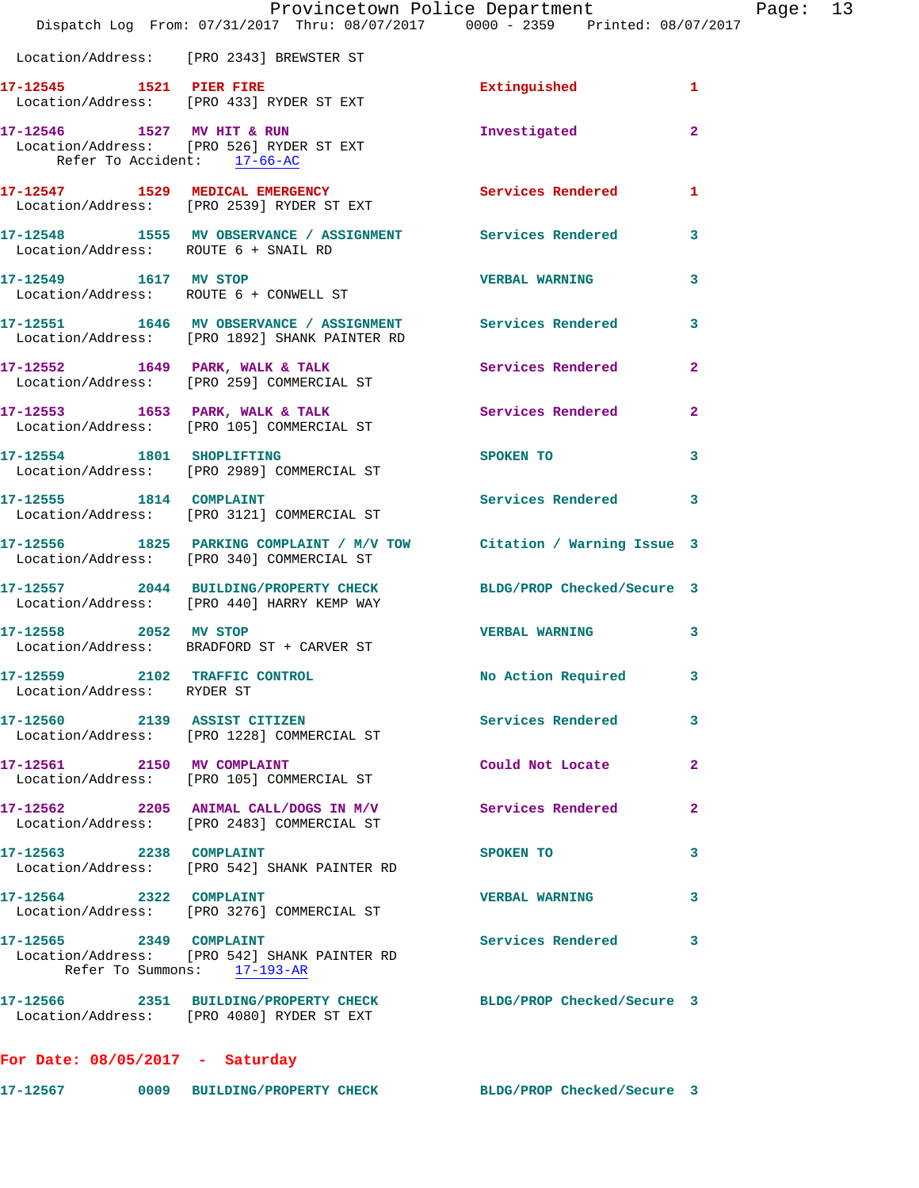Location/Address: [PRO 2343] BREWSTER ST

**17-12545** 1521 **PIER FIRE** Extinguished 1
Location/Address: [PRO 433] RYDER ST EXT

**17-12546** 1527 **MV HIT & RUN** Investigated 2
Location/Address: [PRO 526] RYDER ST EXT
Refer To Accident: 17-66-AC

**17-12547** 1529 **MEDICAL EMERGENCY** Services Rendered 1
Location/Address: [PRO 2539] RYDER ST EXT

**17-12548** 1555 **MV OBSERVANCE / ASSIGNMENT** Services Rendered 3
Location/Address: ROUTE 6 + SNAIL RD

**17-12549** 1617 **MV STOP** VERBAL WARNING 3
Location/Address: ROUTE 6 + CONWELL ST

**17-12551** 1646 **MV OBSERVANCE / ASSIGNMENT** Services Rendered 3
Location/Address: [PRO 1892] SHANK PAINTER RD

**17-12552** 1649 **PARK, WALK & TALK** Services Rendered 2
Location/Address: [PRO 259] COMMERCIAL ST

**17-12553** 1653 **PARK, WALK & TALK** Services Rendered 2
Location/Address: [PRO 105] COMMERCIAL ST

**17-12554** 1801 **SHOPLIFTING** SPOKEN TO 3
Location/Address: [PRO 2989] COMMERCIAL ST

**17-12555** 1814 **COMPLAINT** Services Rendered 3
Location/Address: [PRO 3121] COMMERCIAL ST

**17-12556** 1825 **PARKING COMPLAINT / M/V TOW** Citation / Warning Issue 3
Location/Address: [PRO 340] COMMERCIAL ST

**17-12557** 2044 **BUILDING/PROPERTY CHECK** BLDG/PROP Checked/Secure 3
Location/Address: [PRO 440] HARRY KEMP WAY

**17-12558** 2052 **MV STOP** VERBAL WARNING 3
Location/Address: BRADFORD ST + CARVER ST

**17-12559** 2102 **TRAFFIC CONTROL** No Action Required 3
Location/Address: RYDER ST

**17-12560** 2139 **ASSIST CITIZEN** Services Rendered 3
Location/Address: [PRO 1228] COMMERCIAL ST

**17-12561** 2150 **MV COMPLAINT** Could Not Locate 2
Location/Address: [PRO 105] COMMERCIAL ST

**17-12562** 2205 **ANIMAL CALL/DOGS IN M/V** Services Rendered 2
Location/Address: [PRO 2483] COMMERCIAL ST

**17-12563** 2238 **COMPLAINT** SPOKEN TO 3
Location/Address: [PRO 542] SHANK PAINTER RD

**17-12564** 2322 **COMPLAINT** VERBAL WARNING 3
Location/Address: [PRO 3276] COMMERCIAL ST

**17-12565** 2349 **COMPLAINT** Services Rendered 3
Location/Address: [PRO 542] SHANK PAINTER RD
Refer To Summons: 17-193-AR

**17-12566** 2351 **BUILDING/PROPERTY CHECK** BLDG/PROP Checked/Secure 3
Location/Address: [PRO 4080] RYDER ST EXT

**For Date: 08/05/2017 - Saturday**

**17-12567** 0009 **BUILDING/PROPERTY CHECK** BLDG/PROP Checked/Secure 3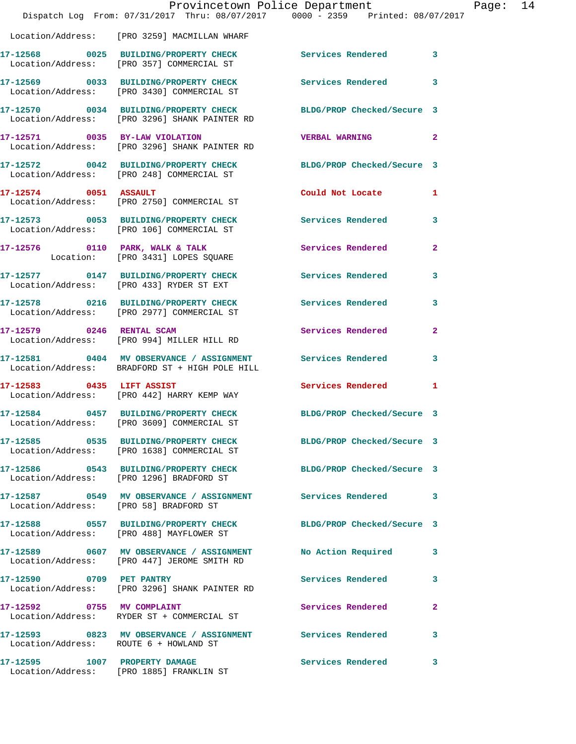Location/Address: [PRO 3259] MACMILLAN WHARF

| Call # | Time | Call Reason | Action | Priority |
|---|---|---|---|---|
| 17-12568 | 0025 | BUILDING/PROPERTY CHECK | Services Rendered | 3 |
| | | Location/Address: [PRO 357] COMMERCIAL ST | | |
| 17-12569 | 0033 | BUILDING/PROPERTY CHECK | Services Rendered | 3 |
| | | Location/Address: [PRO 3430] COMMERCIAL ST | | |
| 17-12570 | 0034 | BUILDING/PROPERTY CHECK | BLDG/PROP Checked/Secure | 3 |
| | | Location/Address: [PRO 3296] SHANK PAINTER RD | | |
| 17-12571 | 0035 | BY-LAW VIOLATION | VERBAL WARNING | 2 |
| | | Location/Address: [PRO 3296] SHANK PAINTER RD | | |
| 17-12572 | 0042 | BUILDING/PROPERTY CHECK | BLDG/PROP Checked/Secure | 3 |
| | | Location/Address: [PRO 248] COMMERCIAL ST | | |
| 17-12574 | 0051 | ASSAULT | Could Not Locate | 1 |
| | | Location/Address: [PRO 2750] COMMERCIAL ST | | |
| 17-12573 | 0053 | BUILDING/PROPERTY CHECK | Services Rendered | 3 |
| | | Location/Address: [PRO 106] COMMERCIAL ST | | |
| 17-12576 | 0110 | PARK, WALK & TALK | Services Rendered | 2 |
| | | Location: [PRO 3431] LOPES SQUARE | | |
| 17-12577 | 0147 | BUILDING/PROPERTY CHECK | Services Rendered | 3 |
| | | Location/Address: [PRO 433] RYDER ST EXT | | |
| 17-12578 | 0216 | BUILDING/PROPERTY CHECK | Services Rendered | 3 |
| | | Location/Address: [PRO 2977] COMMERCIAL ST | | |
| 17-12579 | 0246 | RENTAL SCAM | Services Rendered | 2 |
| | | Location/Address: [PRO 994] MILLER HILL RD | | |
| 17-12581 | 0404 | MV OBSERVANCE / ASSIGNMENT | Services Rendered | 3 |
| | | Location/Address: BRADFORD ST + HIGH POLE HILL | | |
| 17-12583 | 0435 | LIFT ASSIST | Services Rendered | 1 |
| | | Location/Address: [PRO 442] HARRY KEMP WAY | | |
| 17-12584 | 0457 | BUILDING/PROPERTY CHECK | BLDG/PROP Checked/Secure | 3 |
| | | Location/Address: [PRO 3609] COMMERCIAL ST | | |
| 17-12585 | 0535 | BUILDING/PROPERTY CHECK | BLDG/PROP Checked/Secure | 3 |
| | | Location/Address: [PRO 1638] COMMERCIAL ST | | |
| 17-12586 | 0543 | BUILDING/PROPERTY CHECK | BLDG/PROP Checked/Secure | 3 |
| | | Location/Address: [PRO 1296] BRADFORD ST | | |
| 17-12587 | 0549 | MV OBSERVANCE / ASSIGNMENT | Services Rendered | 3 |
| | | Location/Address: [PRO 58] BRADFORD ST | | |
| 17-12588 | 0557 | BUILDING/PROPERTY CHECK | BLDG/PROP Checked/Secure | 3 |
| | | Location/Address: [PRO 488] MAYFLOWER ST | | |
| 17-12589 | 0607 | MV OBSERVANCE / ASSIGNMENT | No Action Required | 3 |
| | | Location/Address: [PRO 447] JEROME SMITH RD | | |
| 17-12590 | 0709 | PET PANTRY | Services Rendered | 3 |
| | | Location/Address: [PRO 3296] SHANK PAINTER RD | | |
| 17-12592 | 0755 | MV COMPLAINT | Services Rendered | 2 |
| | | Location/Address: RYDER ST + COMMERCIAL ST | | |
| 17-12593 | 0823 | MV OBSERVANCE / ASSIGNMENT | Services Rendered | 3 |
| | | Location/Address: ROUTE 6 + HOWLAND ST | | |
| 17-12595 | 1007 | PROPERTY DAMAGE | Services Rendered | 3 |
| | | Location/Address: [PRO 1885] FRANKLIN ST | | |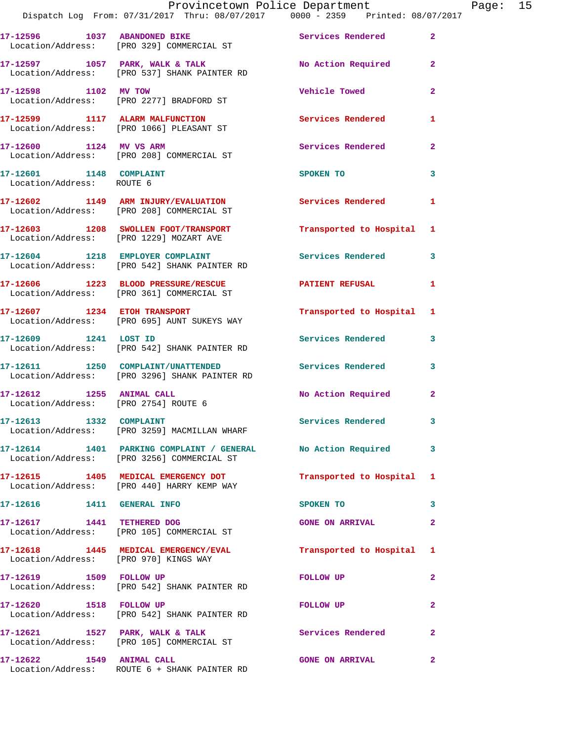17-12596 1037 ABANDONED BIKE Services Rendered 2
Location/Address: [PRO 329] COMMERCIAL ST

17-12597 1057 PARK, WALK & TALK No Action Required 2
Location/Address: [PRO 537] SHANK PAINTER RD

17-12598 1102 MV TOW Vehicle Towed 2
Location/Address: [PRO 2277] BRADFORD ST

17-12599 1117 ALARM MALFUNCTION Services Rendered 1
Location/Address: [PRO 1066] PLEASANT ST

17-12600 1124 MV VS ARM Services Rendered 2
Location/Address: [PRO 208] COMMERCIAL ST

17-12601 1148 COMPLAINT SPOKEN TO 3
Location/Address: ROUTE 6

17-12602 1149 ARM INJURY/EVALUATION Services Rendered 1
Location/Address: [PRO 208] COMMERCIAL ST

17-12603 1208 SWOLLEN FOOT/TRANSPORT Transported to Hospital 1
Location/Address: [PRO 1229] MOZART AVE

17-12604 1218 EMPLOYER COMPLAINT Services Rendered 3
Location/Address: [PRO 542] SHANK PAINTER RD

17-12606 1223 BLOOD PRESSURE/RESCUE PATIENT REFUSAL 1
Location/Address: [PRO 361] COMMERCIAL ST

17-12607 1234 ETOH TRANSPORT Transported to Hospital 1
Location/Address: [PRO 695] AUNT SUKEYS WAY

17-12609 1241 LOST ID Services Rendered 3
Location/Address: [PRO 542] SHANK PAINTER RD

17-12611 1250 COMPLAINT/UNATTENDED Services Rendered 3
Location/Address: [PRO 3296] SHANK PAINTER RD

17-12612 1255 ANIMAL CALL No Action Required 2
Location/Address: [PRO 2754] ROUTE 6

17-12613 1332 COMPLAINT Services Rendered 3
Location/Address: [PRO 3259] MACMILLAN WHARF

17-12614 1401 PARKING COMPLAINT / GENERAL No Action Required 3
Location/Address: [PRO 3256] COMMERCIAL ST

17-12615 1405 MEDICAL EMERGENCY DOT Transported to Hospital 1
Location/Address: [PRO 440] HARRY KEMP WAY

17-12616 1411 GENERAL INFO SPOKEN TO 3

17-12617 1441 TETHERED DOG GONE ON ARRIVAL 2
Location/Address: [PRO 105] COMMERCIAL ST

17-12618 1445 MEDICAL EMERGENCY/EVAL Transported to Hospital 1
Location/Address: [PRO 970] KINGS WAY

17-12619 1509 FOLLOW UP FOLLOW UP 2
Location/Address: [PRO 542] SHANK PAINTER RD

17-12620 1518 FOLLOW UP FOLLOW UP 2
Location/Address: [PRO 542] SHANK PAINTER RD

17-12621 1527 PARK, WALK & TALK Services Rendered 2
Location/Address: [PRO 105] COMMERCIAL ST

17-12622 1549 ANIMAL CALL GONE ON ARRIVAL 2
Location/Address: ROUTE 6 + SHANK PAINTER RD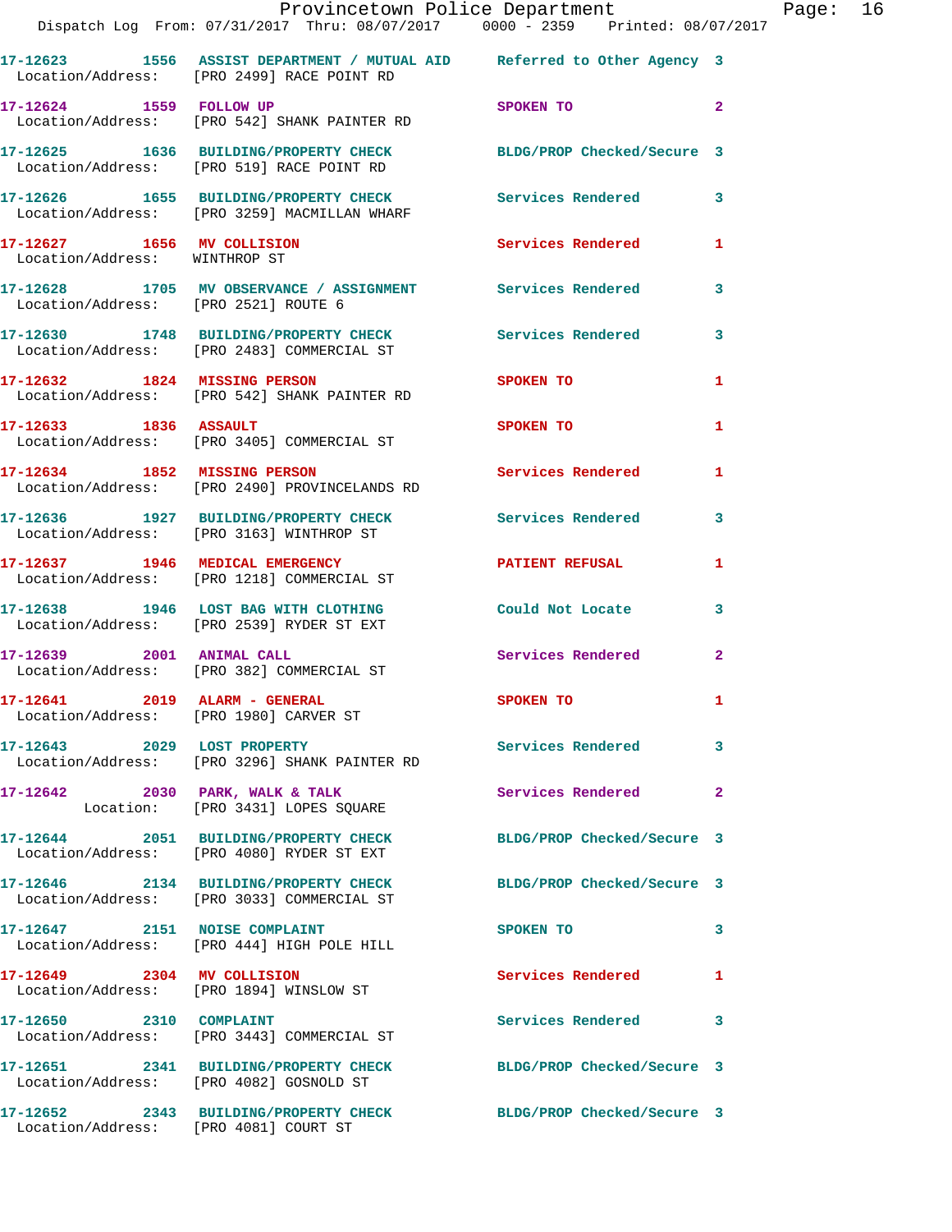17-12623 1556 ASSIST DEPARTMENT / MUTUAL AID Referred to Other Agency 3
Location/Address: [PRO 2499] RACE POINT RD

17-12624 1559 FOLLOW UP SPOKEN TO 2
Location/Address: [PRO 542] SHANK PAINTER RD

17-12625 1636 BUILDING/PROPERTY CHECK BLDG/PROP Checked/Secure 3
Location/Address: [PRO 519] RACE POINT RD

17-12626 1655 BUILDING/PROPERTY CHECK Services Rendered 3
Location/Address: [PRO 3259] MACMILLAN WHARF

17-12627 1656 MV COLLISION Services Rendered 1
Location/Address: WINTHROP ST

17-12628 1705 MV OBSERVANCE / ASSIGNMENT Services Rendered 3
Location/Address: [PRO 2521] ROUTE 6

17-12630 1748 BUILDING/PROPERTY CHECK Services Rendered 3
Location/Address: [PRO 2483] COMMERCIAL ST

17-12632 1824 MISSING PERSON SPOKEN TO 1
Location/Address: [PRO 542] SHANK PAINTER RD

17-12633 1836 ASSAULT SPOKEN TO 1
Location/Address: [PRO 3405] COMMERCIAL ST

17-12634 1852 MISSING PERSON Services Rendered 1
Location/Address: [PRO 2490] PROVINCELANDS RD

17-12636 1927 BUILDING/PROPERTY CHECK Services Rendered 3
Location/Address: [PRO 3163] WINTHROP ST

17-12637 1946 MEDICAL EMERGENCY PATIENT REFUSAL 1
Location/Address: [PRO 1218] COMMERCIAL ST

17-12638 1946 LOST BAG WITH CLOTHING Could Not Locate 3
Location/Address: [PRO 2539] RYDER ST EXT

17-12639 2001 ANIMAL CALL Services Rendered 2
Location/Address: [PRO 382] COMMERCIAL ST

17-12641 2019 ALARM - GENERAL SPOKEN TO 1
Location/Address: [PRO 1980] CARVER ST

17-12643 2029 LOST PROPERTY Services Rendered 3
Location/Address: [PRO 3296] SHANK PAINTER RD

17-12642 2030 PARK, WALK & TALK Services Rendered 2
Location: [PRO 3431] LOPES SQUARE

17-12644 2051 BUILDING/PROPERTY CHECK BLDG/PROP Checked/Secure 3
Location/Address: [PRO 4080] RYDER ST EXT

17-12646 2134 BUILDING/PROPERTY CHECK BLDG/PROP Checked/Secure 3
Location/Address: [PRO 3033] COMMERCIAL ST

17-12647 2151 NOISE COMPLAINT SPOKEN TO 3
Location/Address: [PRO 444] HIGH POLE HILL

17-12649 2304 MV COLLISION Services Rendered 1
Location/Address: [PRO 1894] WINSLOW ST

17-12650 2310 COMPLAINT Services Rendered 3
Location/Address: [PRO 3443] COMMERCIAL ST

17-12651 2341 BUILDING/PROPERTY CHECK BLDG/PROP Checked/Secure 3
Location/Address: [PRO 4082] GOSNOLD ST

17-12652 2343 BUILDING/PROPERTY CHECK BLDG/PROP Checked/Secure 3
Location/Address: [PRO 4081] COURT ST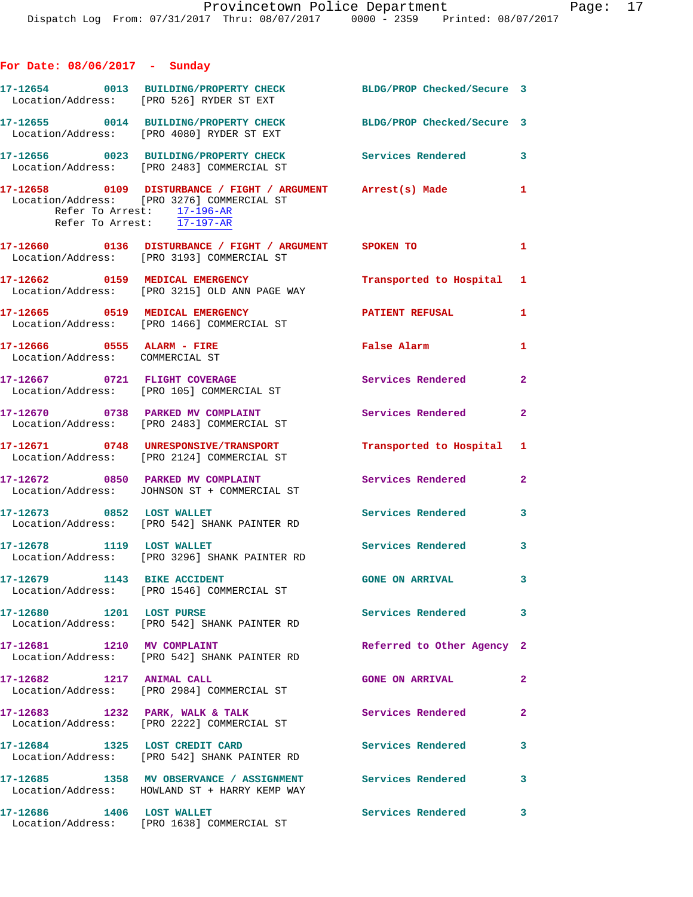## For Date: 08/06/2017 - Sunday

**17-12654** 0013 **BUILDING/PROPERTY CHECK** BLDG/PROP Checked/Secure 3
Location/Address: [PRO 526] RYDER ST EXT

**17-12655** 0014 **BUILDING/PROPERTY CHECK** BLDG/PROP Checked/Secure 3
Location/Address: [PRO 4080] RYDER ST EXT

**17-12656** 0023 **BUILDING/PROPERTY CHECK** Services Rendered 3
Location/Address: [PRO 2483] COMMERCIAL ST

**17-12658** 0109 **DISTURBANCE / FIGHT / ARGUMENT** Arrest(s) Made 1
Location/Address: [PRO 3276] COMMERCIAL ST
Refer To Arrest: 17-196-AR
Refer To Arrest: 17-197-AR

**17-12660** 0136 **DISTURBANCE / FIGHT / ARGUMENT** SPOKEN TO 1
Location/Address: [PRO 3193] COMMERCIAL ST

**17-12662** 0159 **MEDICAL EMERGENCY** Transported to Hospital 1
Location/Address: [PRO 3215] OLD ANN PAGE WAY

**17-12665** 0519 **MEDICAL EMERGENCY** PATIENT REFUSAL 1
Location/Address: [PRO 1466] COMMERCIAL ST

**17-12666** 0555 **ALARM - FIRE** False Alarm 1
Location/Address: COMMERCIAL ST

**17-12667** 0721 **FLIGHT COVERAGE** Services Rendered 2
Location/Address: [PRO 105] COMMERCIAL ST

**17-12670** 0738 **PARKED MV COMPLAINT** Services Rendered 2
Location/Address: [PRO 2483] COMMERCIAL ST

**17-12671** 0748 **UNRESPONSIVE/TRANSPORT** Transported to Hospital 1
Location/Address: [PRO 2124] COMMERCIAL ST

**17-12672** 0850 **PARKED MV COMPLAINT** Services Rendered 2
Location/Address: JOHNSON ST + COMMERCIAL ST

**17-12673** 0852 **LOST WALLET** Services Rendered 3
Location/Address: [PRO 542] SHANK PAINTER RD

**17-12678** 1119 **LOST WALLET** Services Rendered 3
Location/Address: [PRO 3296] SHANK PAINTER RD

**17-12679** 1143 **BIKE ACCIDENT** GONE ON ARRIVAL 3
Location/Address: [PRO 1546] COMMERCIAL ST

**17-12680** 1201 **LOST PURSE** Services Rendered 3
Location/Address: [PRO 542] SHANK PAINTER RD

**17-12681** 1210 **MV COMPLAINT** Referred to Other Agency 2
Location/Address: [PRO 542] SHANK PAINTER RD

**17-12682** 1217 **ANIMAL CALL** GONE ON ARRIVAL 2
Location/Address: [PRO 2984] COMMERCIAL ST

**17-12683** 1232 **PARK, WALK & TALK** Services Rendered 2
Location/Address: [PRO 2222] COMMERCIAL ST

**17-12684** 1325 **LOST CREDIT CARD** Services Rendered 3
Location/Address: [PRO 542] SHANK PAINTER RD

**17-12685** 1358 **MV OBSERVANCE / ASSIGNMENT** Services Rendered 3
Location/Address: HOWLAND ST + HARRY KEMP WAY

**17-12686** 1406 **LOST WALLET** Services Rendered 3
Location/Address: [PRO 1638] COMMERCIAL ST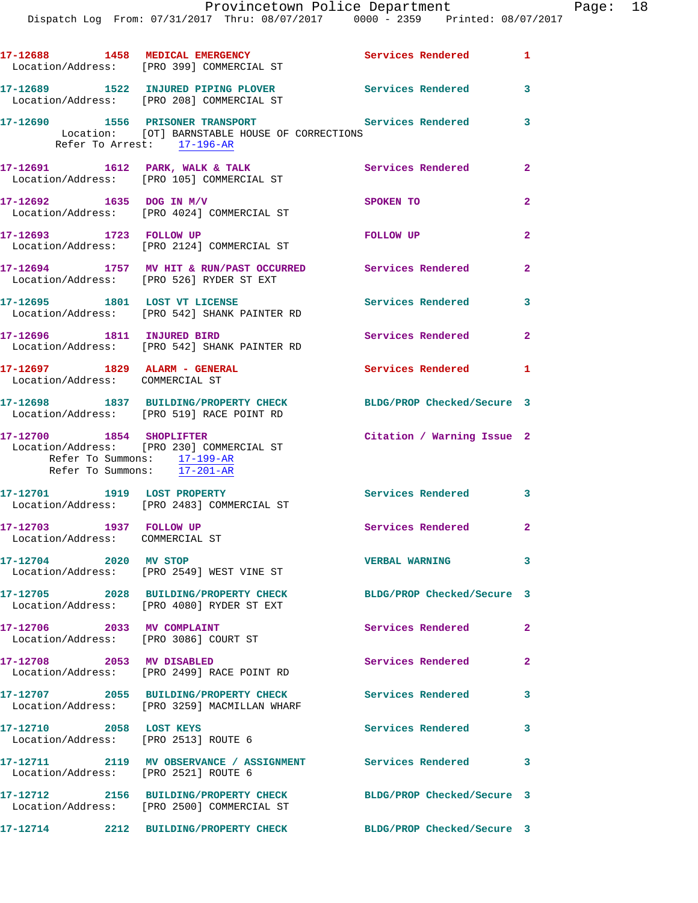17-12688 1458 MEDICAL EMERGENCY Services Rendered 1
Location/Address: [PRO 399] COMMERCIAL ST

17-12689 1522 INJURED PIPING PLOVER Services Rendered 3
Location/Address: [PRO 208] COMMERCIAL ST

17-12690 1556 PRISONER TRANSPORT Services Rendered 3
Location: [OT] BARNSTABLE HOUSE OF CORRECTIONS
Refer To Arrest: 17-196-AR

17-12691 1612 PARK, WALK & TALK Services Rendered 2
Location/Address: [PRO 105] COMMERCIAL ST

17-12692 1635 DOG IN M/V SPOKEN TO 2
Location/Address: [PRO 4024] COMMERCIAL ST

17-12693 1723 FOLLOW UP FOLLOW UP 2
Location/Address: [PRO 2124] COMMERCIAL ST

17-12694 1757 MV HIT & RUN/PAST OCCURRED Services Rendered 2
Location/Address: [PRO 526] RYDER ST EXT

17-12695 1801 LOST VT LICENSE Services Rendered 3
Location/Address: [PRO 542] SHANK PAINTER RD

17-12696 1811 INJURED BIRD Services Rendered 2
Location/Address: [PRO 542] SHANK PAINTER RD

17-12697 1829 ALARM - GENERAL Services Rendered 1
Location/Address: COMMERCIAL ST

17-12698 1837 BUILDING/PROPERTY CHECK BLDG/PROP Checked/Secure 3
Location/Address: [PRO 519] RACE POINT RD

17-12700 1854 SHOPLIFTER Citation / Warning Issue 2
Location/Address: [PRO 230] COMMERCIAL ST
Refer To Summons: 17-199-AR
Refer To Summons: 17-201-AR

17-12701 1919 LOST PROPERTY Services Rendered 3
Location/Address: [PRO 2483] COMMERCIAL ST

17-12703 1937 FOLLOW UP Services Rendered 2
Location/Address: COMMERCIAL ST

17-12704 2020 MV STOP VERBAL WARNING 3
Location/Address: [PRO 2549] WEST VINE ST

17-12705 2028 BUILDING/PROPERTY CHECK BLDG/PROP Checked/Secure 3
Location/Address: [PRO 4080] RYDER ST EXT

17-12706 2033 MV COMPLAINT Services Rendered 2
Location/Address: [PRO 3086] COURT ST

17-12708 2053 MV DISABLED Services Rendered 2
Location/Address: [PRO 2499] RACE POINT RD

17-12707 2055 BUILDING/PROPERTY CHECK Services Rendered 3
Location/Address: [PRO 3259] MACMILLAN WHARF

17-12710 2058 LOST KEYS Services Rendered 3
Location/Address: [PRO 2513] ROUTE 6

17-12711 2119 MV OBSERVANCE / ASSIGNMENT Services Rendered 3
Location/Address: [PRO 2521] ROUTE 6

17-12712 2156 BUILDING/PROPERTY CHECK BLDG/PROP Checked/Secure 3
Location/Address: [PRO 2500] COMMERCIAL ST

17-12714 2212 BUILDING/PROPERTY CHECK BLDG/PROP Checked/Secure 3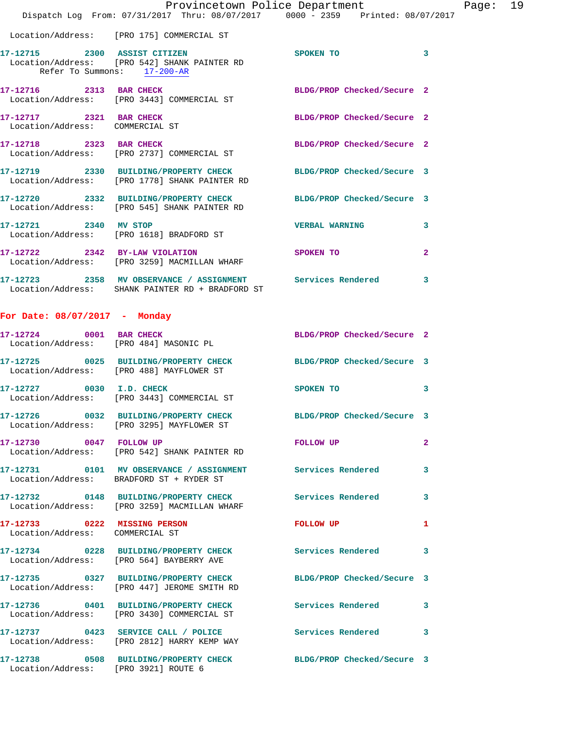Location/Address: [PRO 175] COMMERCIAL ST

**17-12715 2300 ASSIST CITIZEN** SPOKEN TO 3
Location/Address: [PRO 542] SHANK PAINTER RD
Refer To Summons: 17-200-AR

**17-12716 2313 BAR CHECK** BLDG/PROP Checked/Secure 2
Location/Address: [PRO 3443] COMMERCIAL ST

**17-12717 2321 BAR CHECK** BLDG/PROP Checked/Secure 2
Location/Address: COMMERCIAL ST

**17-12718 2323 BAR CHECK** BLDG/PROP Checked/Secure 2
Location/Address: [PRO 2737] COMMERCIAL ST

**17-12719 2330 BUILDING/PROPERTY CHECK** BLDG/PROP Checked/Secure 3
Location/Address: [PRO 1778] SHANK PAINTER RD

**17-12720 2332 BUILDING/PROPERTY CHECK** BLDG/PROP Checked/Secure 3
Location/Address: [PRO 545] SHANK PAINTER RD

**17-12721 2340 MV STOP** VERBAL WARNING 3
Location/Address: [PRO 1618] BRADFORD ST

**17-12722 2342 BY-LAW VIOLATION** SPOKEN TO 2
Location/Address: [PRO 3259] MACMILLAN WHARF

**17-12723 2358 MV OBSERVANCE / ASSIGNMENT** Services Rendered 3
Location/Address: SHANK PAINTER RD + BRADFORD ST

## For Date: 08/07/2017 - Monday

**17-12724 0001 BAR CHECK** BLDG/PROP Checked/Secure 2
Location/Address: [PRO 484] MASONIC PL

**17-12725 0025 BUILDING/PROPERTY CHECK** BLDG/PROP Checked/Secure 3
Location/Address: [PRO 488] MAYFLOWER ST

**17-12727 0030 I.D. CHECK** SPOKEN TO 3
Location/Address: [PRO 3443] COMMERCIAL ST

**17-12726 0032 BUILDING/PROPERTY CHECK** BLDG/PROP Checked/Secure 3
Location/Address: [PRO 3295] MAYFLOWER ST

**17-12730 0047 FOLLOW UP** FOLLOW UP 2
Location/Address: [PRO 542] SHANK PAINTER RD

**17-12731 0101 MV OBSERVANCE / ASSIGNMENT** Services Rendered 3
Location/Address: BRADFORD ST + RYDER ST

**17-12732 0148 BUILDING/PROPERTY CHECK** Services Rendered 3
Location/Address: [PRO 3259] MACMILLAN WHARF

**17-12733 0222 MISSING PERSON** FOLLOW UP 1
Location/Address: COMMERCIAL ST

**17-12734 0228 BUILDING/PROPERTY CHECK** Services Rendered 3
Location/Address: [PRO 564] BAYBERRY AVE

**17-12735 0327 BUILDING/PROPERTY CHECK** BLDG/PROP Checked/Secure 3
Location/Address: [PRO 447] JEROME SMITH RD

**17-12736 0401 BUILDING/PROPERTY CHECK** Services Rendered 3
Location/Address: [PRO 3430] COMMERCIAL ST

**17-12737 0423 SERVICE CALL / POLICE** Services Rendered 3
Location/Address: [PRO 2812] HARRY KEMP WAY

**17-12738 0508 BUILDING/PROPERTY CHECK** BLDG/PROP Checked/Secure 3
Location/Address: [PRO 3921] ROUTE 6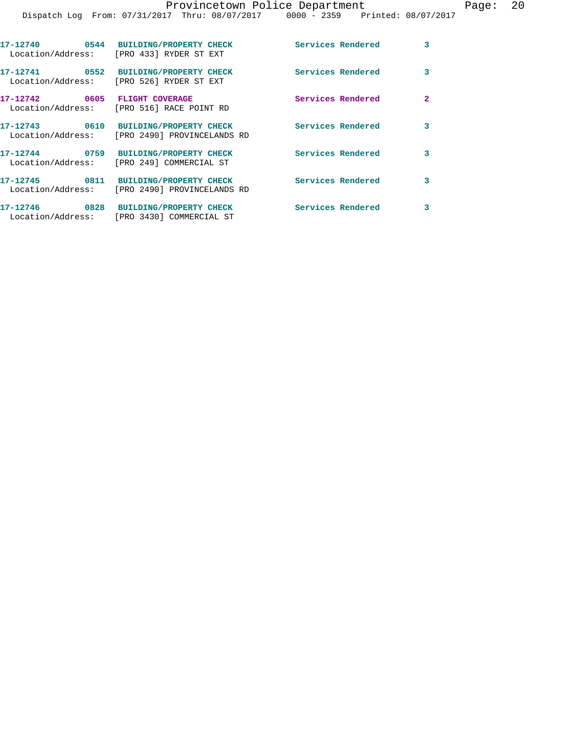17-12740 0544 BUILDING/PROPERTY CHECK Services Rendered 3
Location/Address: [PRO 433] RYDER ST EXT

17-12741 0552 BUILDING/PROPERTY CHECK Services Rendered 3
Location/Address: [PRO 526] RYDER ST EXT

17-12742 0605 FLIGHT COVERAGE Services Rendered 2
Location/Address: [PRO 516] RACE POINT RD

17-12743 0610 BUILDING/PROPERTY CHECK Services Rendered 3
Location/Address: [PRO 2490] PROVINCELANDS RD

17-12744 0759 BUILDING/PROPERTY CHECK Services Rendered 3
Location/Address: [PRO 249] COMMERCIAL ST

17-12745 0811 BUILDING/PROPERTY CHECK Services Rendered 3
Location/Address: [PRO 2490] PROVINCELANDS RD

17-12746 0828 BUILDING/PROPERTY CHECK Services Rendered 3
Location/Address: [PRO 3430] COMMERCIAL ST